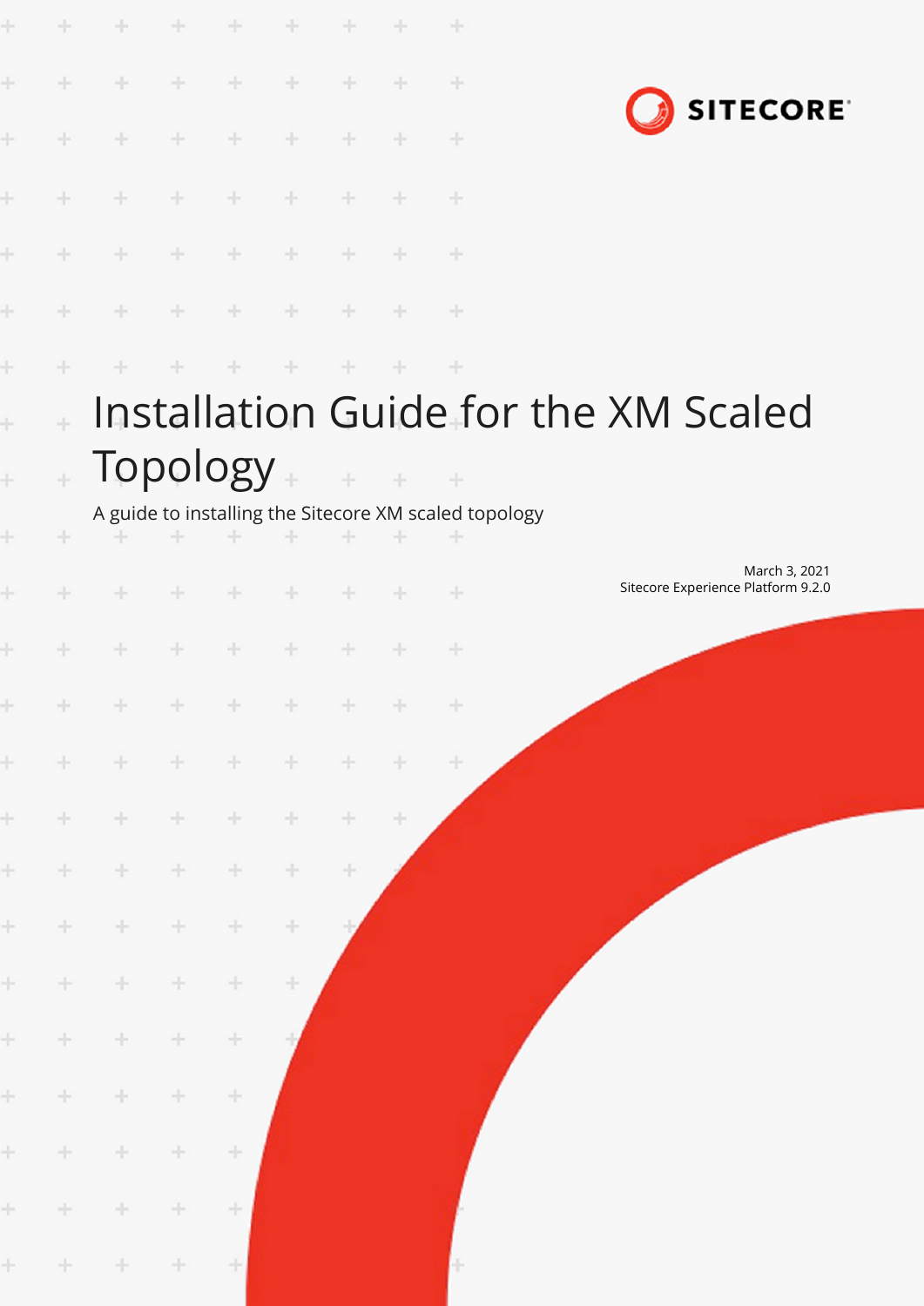# Installation Guide for the XM Scaled Topology

A guide to installing the Sitecore XM scaled topology

March 3, 2021
Sitecore Experience Platform 9.2.0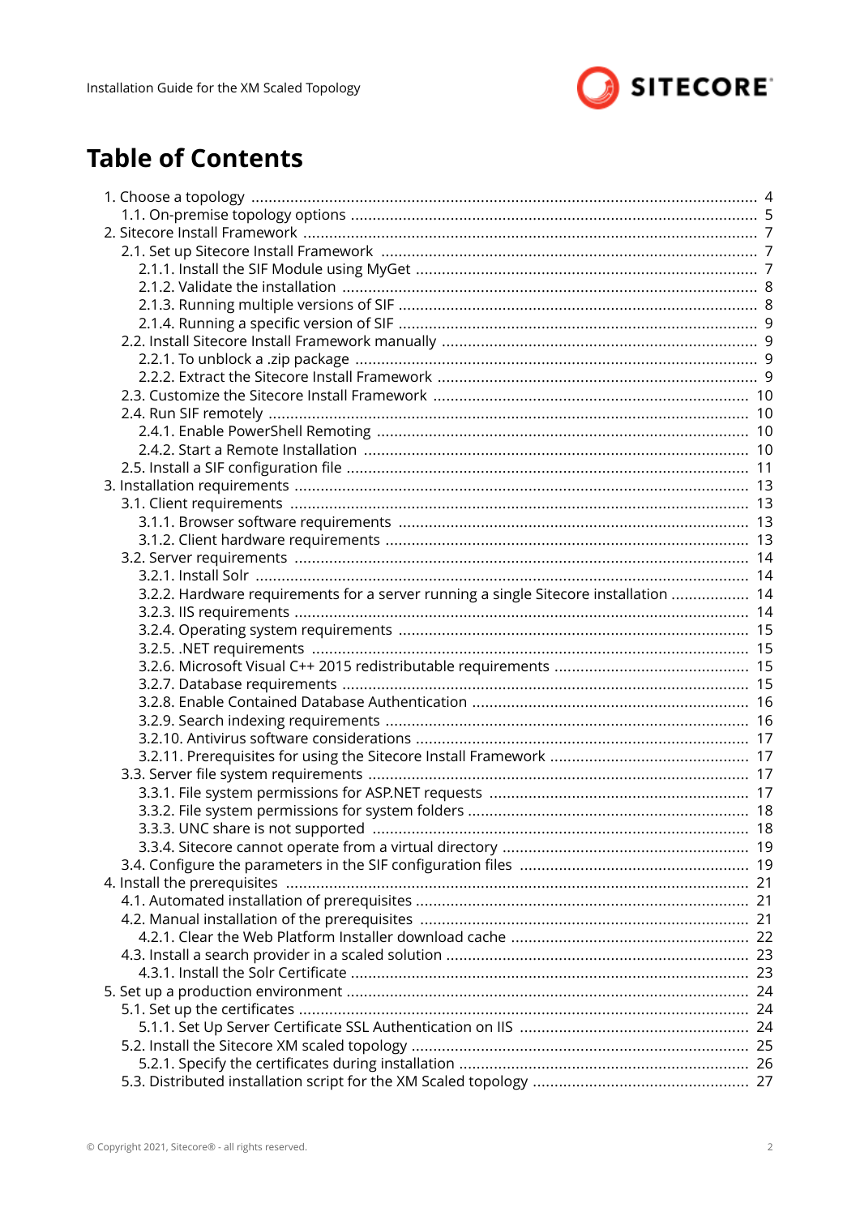# Table of Contents

- 1. Choose a topology ..... 4
  - 1.1. On-premise topology options ..... 5
- 2. Sitecore Install Framework ..... 7
  - 2.1. Set up Sitecore Install Framework ..... 7
    - 2.1.1. Install the SIF Module using MyGet ..... 7
    - 2.1.2. Validate the installation ..... 8
    - 2.1.3. Running multiple versions of SIF ..... 8
    - 2.1.4. Running a specific version of SIF ..... 9
  - 2.2. Install Sitecore Install Framework manually ..... 9
    - 2.2.1. To unblock a .zip package ..... 9
    - 2.2.2. Extract the Sitecore Install Framework ..... 9
  - 2.3. Customize the Sitecore Install Framework ..... 10
  - 2.4. Run SIF remotely ..... 10
    - 2.4.1. Enable PowerShell Remoting ..... 10
    - 2.4.2. Start a Remote Installation ..... 10
  - 2.5. Install a SIF configuration file ..... 11
- 3. Installation requirements ..... 13
  - 3.1. Client requirements ..... 13
    - 3.1.1. Browser software requirements ..... 13
    - 3.1.2. Client hardware requirements ..... 13
  - 3.2. Server requirements ..... 14
    - 3.2.1. Install Solr ..... 14
    - 3.2.2. Hardware requirements for a server running a single Sitecore installation ..... 14
    - 3.2.3. IIS requirements ..... 14
    - 3.2.4. Operating system requirements ..... 15
    - 3.2.5. .NET requirements ..... 15
    - 3.2.6. Microsoft Visual C++ 2015 redistributable requirements ..... 15
    - 3.2.7. Database requirements ..... 15
    - 3.2.8. Enable Contained Database Authentication ..... 16
    - 3.2.9. Search indexing requirements ..... 16
    - 3.2.10. Antivirus software considerations ..... 17
    - 3.2.11. Prerequisites for using the Sitecore Install Framework ..... 17
  - 3.3. Server file system requirements ..... 17
    - 3.3.1. File system permissions for ASP.NET requests ..... 17
    - 3.3.2. File system permissions for system folders ..... 18
    - 3.3.3. UNC share is not supported ..... 18
    - 3.3.4. Sitecore cannot operate from a virtual directory ..... 19
  - 3.4. Configure the parameters in the SIF configuration files ..... 19
- 4. Install the prerequisites ..... 21
  - 4.1. Automated installation of prerequisites ..... 21
  - 4.2. Manual installation of the prerequisites ..... 21
    - 4.2.1. Clear the Web Platform Installer download cache ..... 22
  - 4.3. Install a search provider in a scaled solution ..... 23
    - 4.3.1. Install the Solr Certificate ..... 23
- 5. Set up a production environment ..... 24
  - 5.1. Set up the certificates ..... 24
    - 5.1.1. Set Up Server Certificate SSL Authentication on IIS ..... 24
  - 5.2. Install the Sitecore XM scaled topology ..... 25
    - 5.2.1. Specify the certificates during installation ..... 26
  - 5.3. Distributed installation script for the XM Scaled topology ..... 27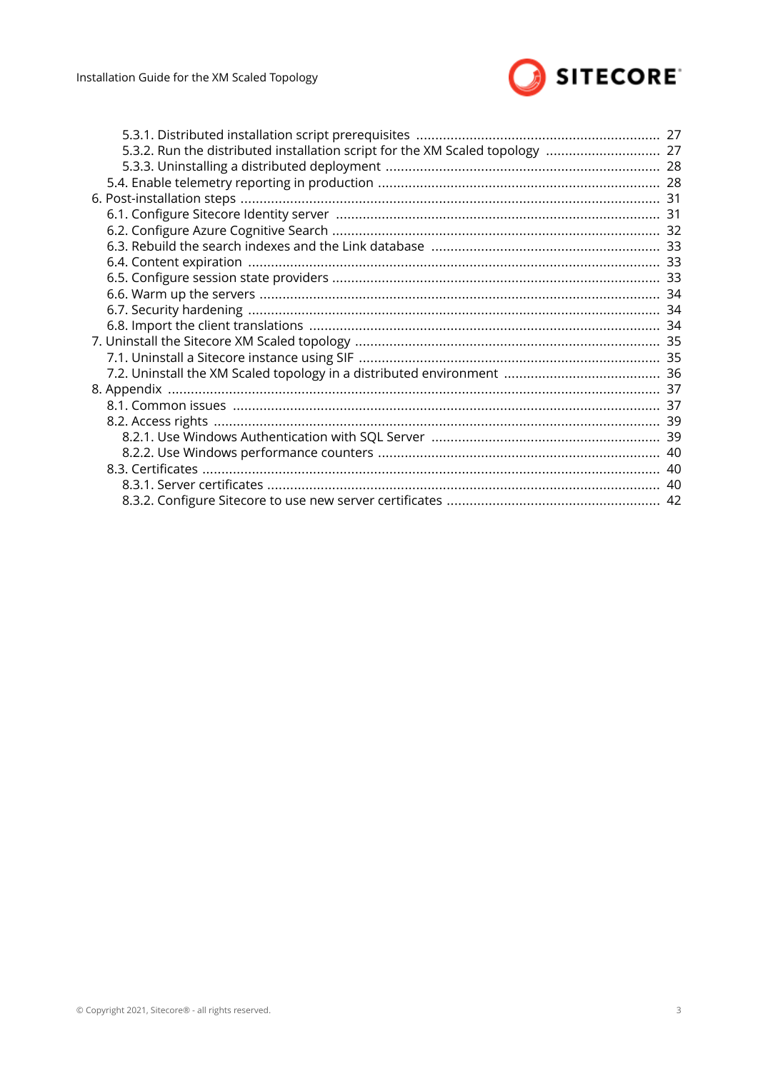- 5.3.1. Distributed installation script prerequisites ... 27
- 5.3.2. Run the distributed installation script for the XM Scaled topology ... 27
- 5.3.3. Uninstalling a distributed deployment ... 28
- 5.4. Enable telemetry reporting in production ... 28
- 6. Post-installation steps ... 31
  - 6.1. Configure Sitecore Identity server ... 31
  - 6.2. Configure Azure Cognitive Search ... 32
  - 6.3. Rebuild the search indexes and the Link database ... 33
  - 6.4. Content expiration ... 33
  - 6.5. Configure session state providers ... 33
  - 6.6. Warm up the servers ... 34
  - 6.7. Security hardening ... 34
  - 6.8. Import the client translations ... 34
- 7. Uninstall the Sitecore XM Scaled topology ... 35
  - 7.1. Uninstall a Sitecore instance using SIF ... 35
  - 7.2. Uninstall the XM Scaled topology in a distributed environment ... 36
- 8. Appendix ... 37
  - 8.1. Common issues ... 37
  - 8.2. Access rights ... 39
    - 8.2.1. Use Windows Authentication with SQL Server ... 39
    - 8.2.2. Use Windows performance counters ... 40
  - 8.3. Certificates ... 40
    - 8.3.1. Server certificates ... 40
    - 8.3.2. Configure Sitecore to use new server certificates ... 42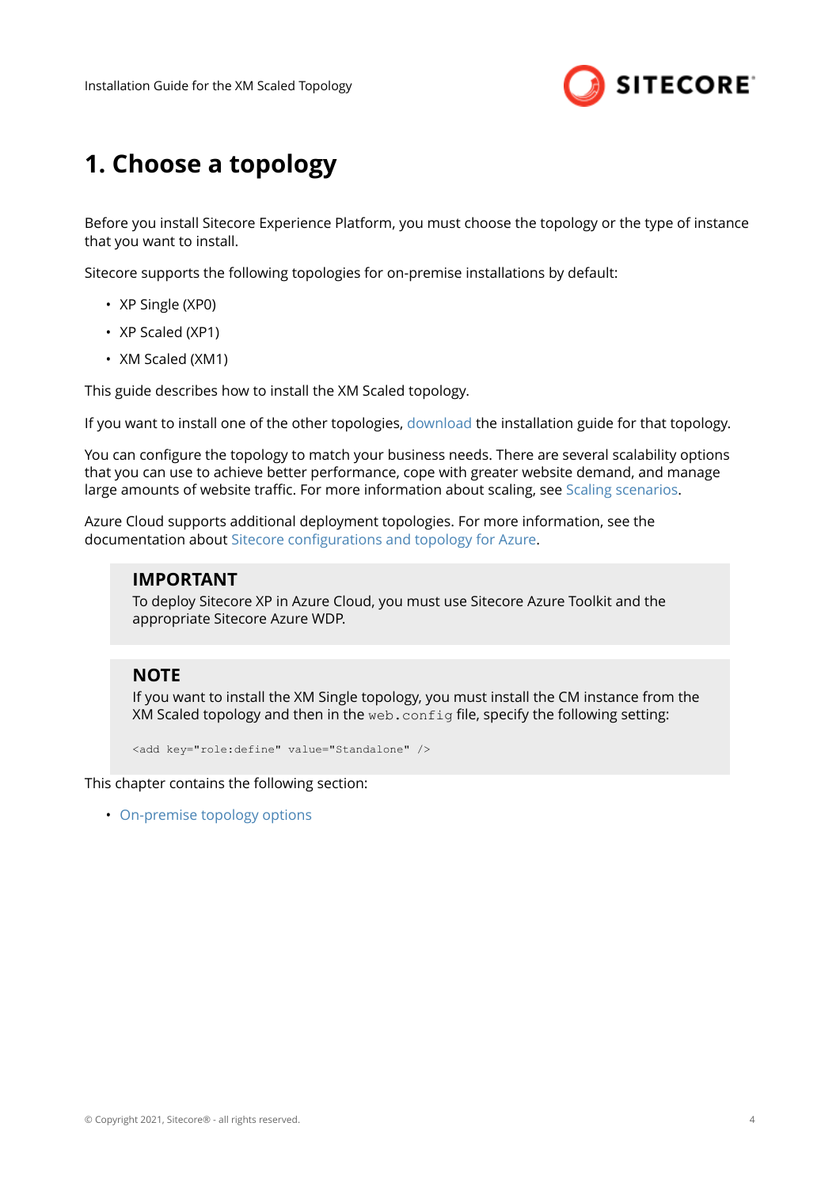# 1. Choose a topology

Before you install Sitecore Experience Platform, you must choose the topology or the type of instance that you want to install.

Sitecore supports the following topologies for on-premise installations by default:

- XP Single (XP0)
- XP Scaled (XP1)
- XM Scaled (XM1)

This guide describes how to install the XM Scaled topology.

If you want to install one of the other topologies, download the installation guide for that topology.

You can configure the topology to match your business needs. There are several scalability options that you can use to achieve better performance, cope with greater website demand, and manage large amounts of website traffic. For more information about scaling, see Scaling scenarios.

Azure Cloud supports additional deployment topologies. For more information, see the documentation about Sitecore configurations and topology for Azure.

> **IMPORTANT**
> To deploy Sitecore XP in Azure Cloud, you must use Sitecore Azure Toolkit and the appropriate Sitecore Azure WDP.

> **NOTE**
> If you want to install the XM Single topology, you must install the CM instance from the XM Scaled topology and then in the `web.config` file, specify the following setting:
>
> ```
> <add key="role:define" value="Standalone" />
> ```

This chapter contains the following section:

- On-premise topology options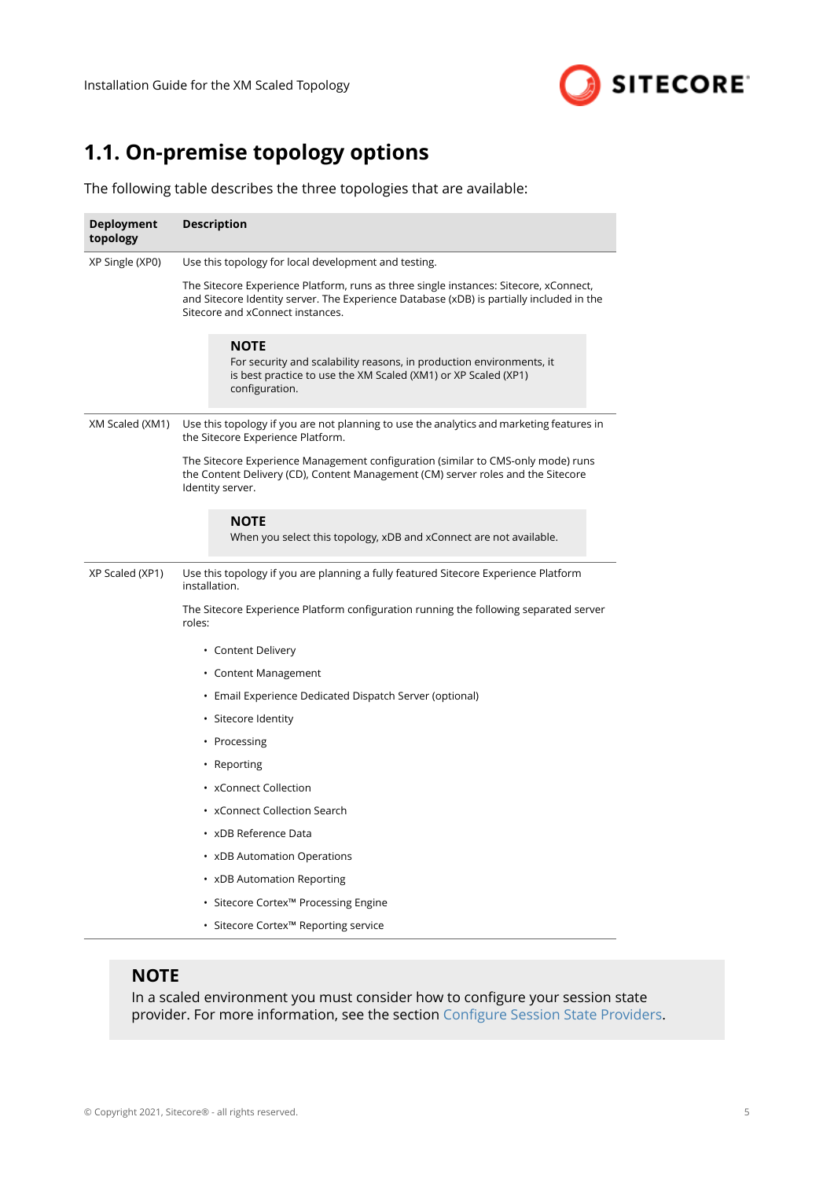## 1.1. On-premise topology options

The following table describes the three topologies that are available:

| Deployment topology | Description |
|---|---|
| XP Single (XP0) | Use this topology for local development and testing.<br><br>The Sitecore Experience Platform, runs as three single instances: Sitecore, xConnect, and Sitecore Identity server. The Experience Database (xDB) is partially included in the Sitecore and xConnect instances.<br><br>**NOTE**<br>For security and scalability reasons, in production environments, it is best practice to use the XM Scaled (XM1) or XP Scaled (XP1) configuration. |
| XM Scaled (XM1) | Use this topology if you are not planning to use the analytics and marketing features in the Sitecore Experience Platform.<br><br>The Sitecore Experience Management configuration (similar to CMS-only mode) runs the Content Delivery (CD), Content Management (CM) server roles and the Sitecore Identity server.<br><br>**NOTE**<br>When you select this topology, xDB and xConnect are not available. |
| XP Scaled (XP1) | Use this topology if you are planning a fully featured Sitecore Experience Platform installation.<br><br>The Sitecore Experience Platform configuration running the following separated server roles:<br><br>• Content Delivery<br>• Content Management<br>• Email Experience Dedicated Dispatch Server (optional)<br>• Sitecore Identity<br>• Processing<br>• Reporting<br>• xConnect Collection<br>• xConnect Collection Search<br>• xDB Reference Data<br>• xDB Automation Operations<br>• xDB Automation Reporting<br>• Sitecore Cortex™ Processing Engine<br>• Sitecore Cortex™ Reporting service |

**NOTE**
In a scaled environment you must consider how to configure your session state provider. For more information, see the section Configure Session State Providers.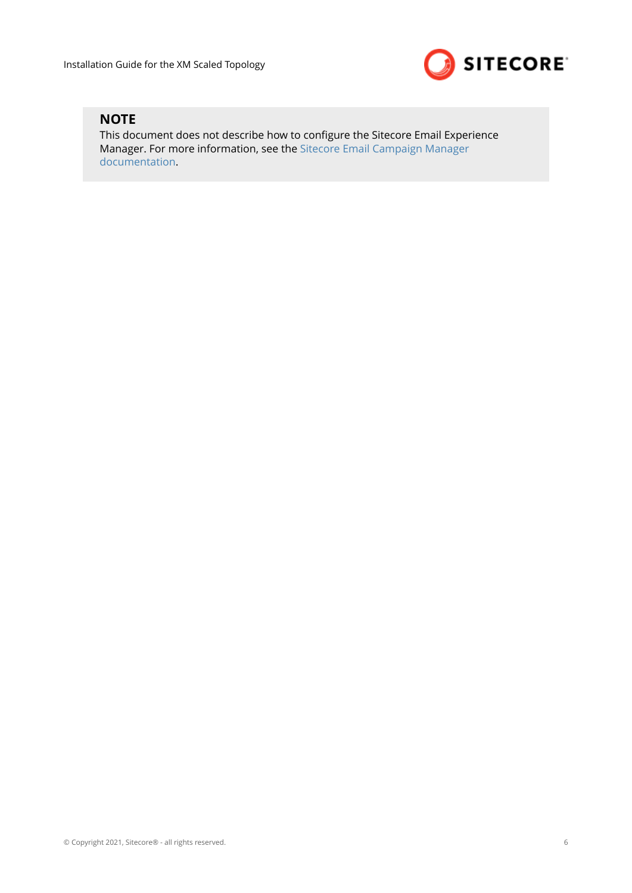**NOTE**
This document does not describe how to configure the Sitecore Email Experience Manager. For more information, see the Sitecore Email Campaign Manager documentation.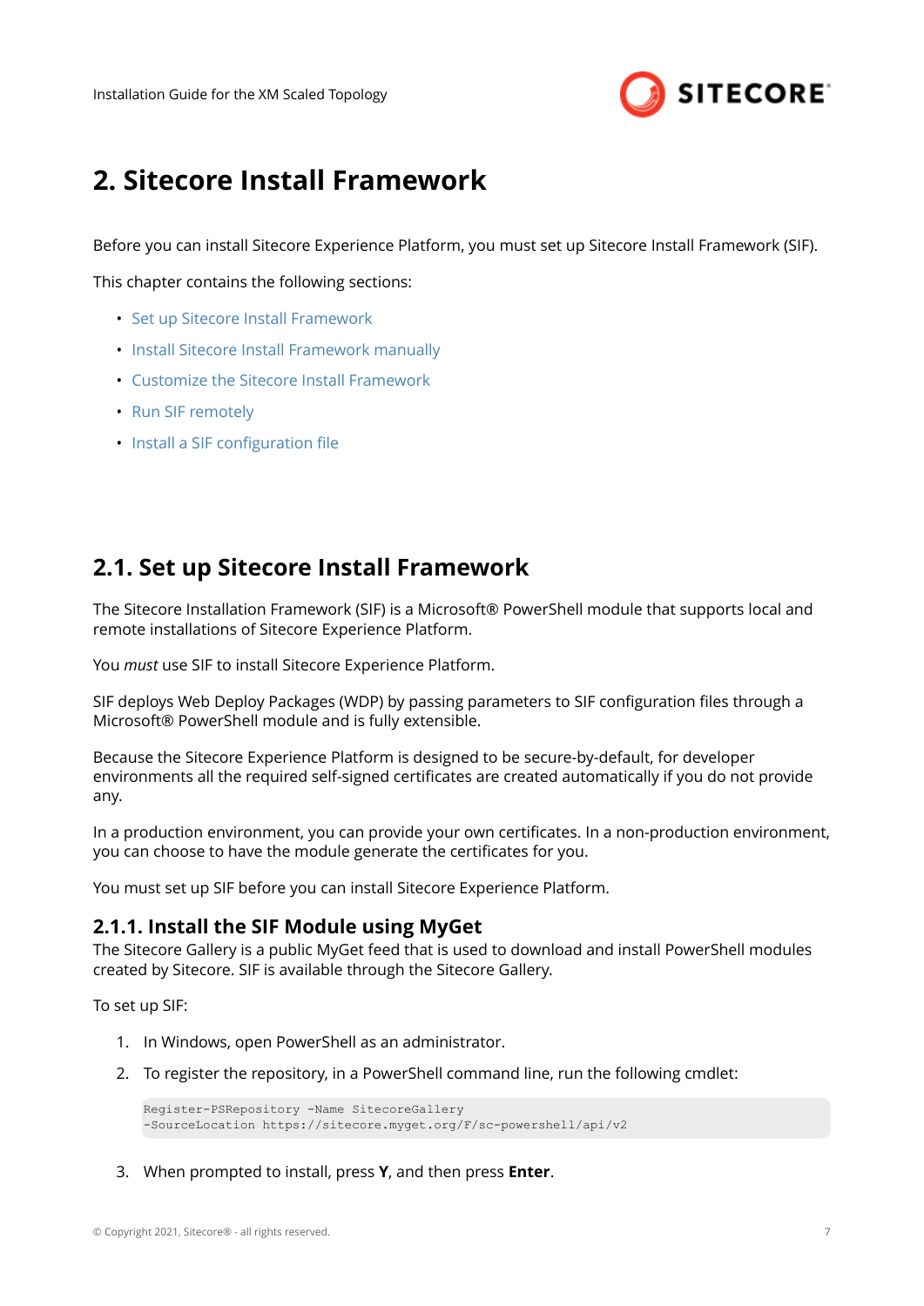# 2. Sitecore Install Framework

Before you can install Sitecore Experience Platform, you must set up Sitecore Install Framework (SIF).

This chapter contains the following sections:

- Set up Sitecore Install Framework
- Install Sitecore Install Framework manually
- Customize the Sitecore Install Framework
- Run SIF remotely
- Install a SIF configuration file

## 2.1. Set up Sitecore Install Framework

The Sitecore Installation Framework (SIF) is a Microsoft® PowerShell module that supports local and remote installations of Sitecore Experience Platform.

You *must* use SIF to install Sitecore Experience Platform.

SIF deploys Web Deploy Packages (WDP) by passing parameters to SIF configuration files through a Microsoft® PowerShell module and is fully extensible.

Because the Sitecore Experience Platform is designed to be secure-by-default, for developer environments all the required self-signed certificates are created automatically if you do not provide any.

In a production environment, you can provide your own certificates. In a non-production environment, you can choose to have the module generate the certificates for you.

You must set up SIF before you can install Sitecore Experience Platform.

### 2.1.1. Install the SIF Module using MyGet

The Sitecore Gallery is a public MyGet feed that is used to download and install PowerShell modules created by Sitecore. SIF is available through the Sitecore Gallery.

To set up SIF:

1. In Windows, open PowerShell as an administrator.
2. To register the repository, in a PowerShell command line, run the following cmdlet:

```
Register-PSRepository -Name SitecoreGallery
-SourceLocation https://sitecore.myget.org/F/sc-powershell/api/v2
```

3. When prompted to install, press **Y**, and then press **Enter**.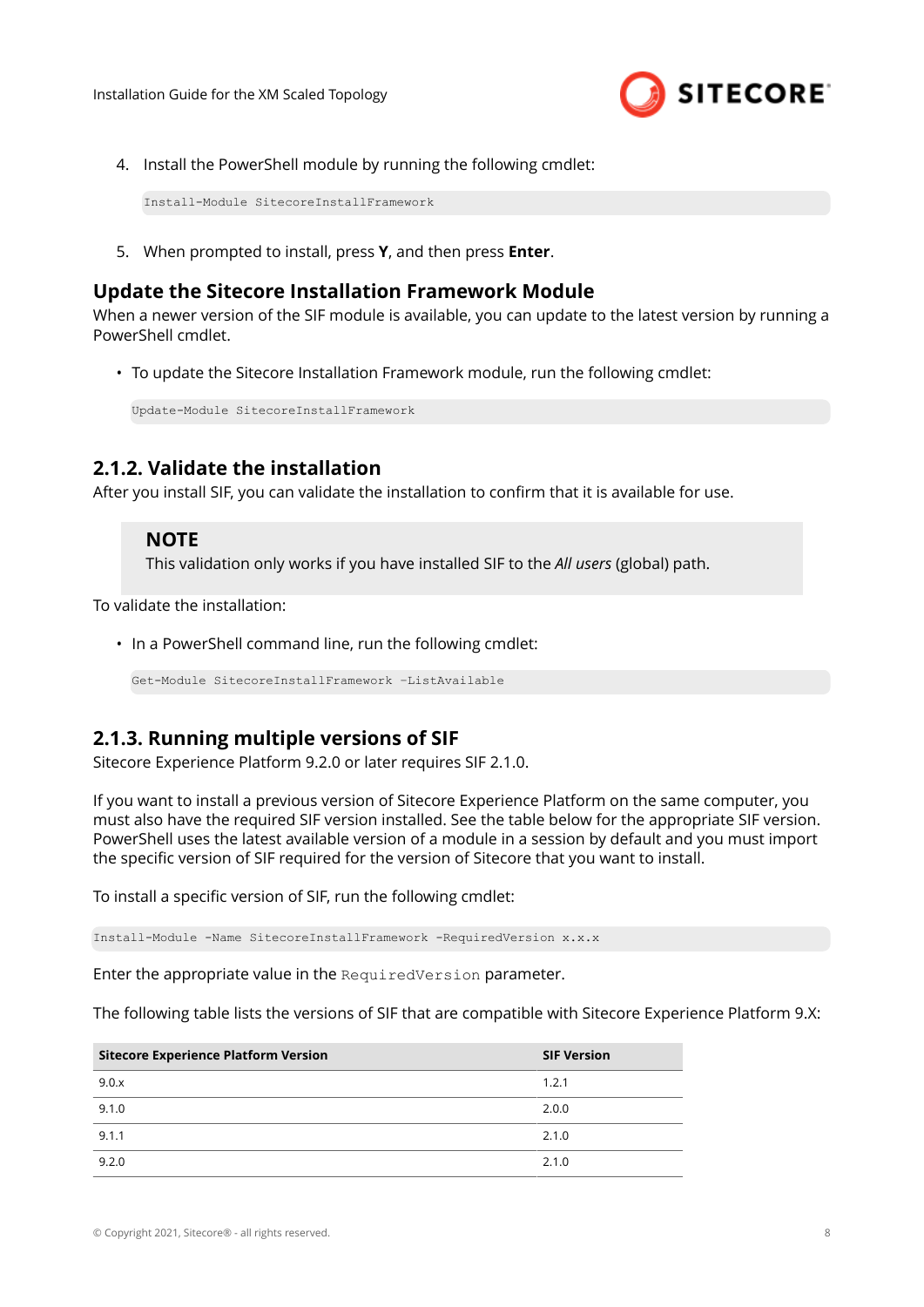4. Install the PowerShell module by running the following cmdlet:

   ```
   Install-Module SitecoreInstallFramework
   ```

5. When prompted to install, press **Y**, and then press **Enter**.

### Update the Sitecore Installation Framework Module

When a newer version of the SIF module is available, you can update to the latest version by running a PowerShell cmdlet.

- To update the Sitecore Installation Framework module, run the following cmdlet:

  ```
  Update-Module SitecoreInstallFramework
  ```

## 2.1.2. Validate the installation

After you install SIF, you can validate the installation to confirm that it is available for use.

> **NOTE**
> This validation only works if you have installed SIF to the *All users* (global) path.

To validate the installation:

- In a PowerShell command line, run the following cmdlet:

  ```
  Get-Module SitecoreInstallFramework –ListAvailable
  ```

## 2.1.3. Running multiple versions of SIF

Sitecore Experience Platform 9.2.0 or later requires SIF 2.1.0.

If you want to install a previous version of Sitecore Experience Platform on the same computer, you must also have the required SIF version installed. See the table below for the appropriate SIF version. PowerShell uses the latest available version of a module in a session by default and you must import the specific version of SIF required for the version of Sitecore that you want to install.

To install a specific version of SIF, run the following cmdlet:

```
Install-Module -Name SitecoreInstallFramework -RequiredVersion x.x.x
```

Enter the appropriate value in the `RequiredVersion` parameter.

The following table lists the versions of SIF that are compatible with Sitecore Experience Platform 9.X:

| Sitecore Experience Platform Version | SIF Version |
| --- | --- |
| 9.0.x | 1.2.1 |
| 9.1.0 | 2.0.0 |
| 9.1.1 | 2.1.0 |
| 9.2.0 | 2.1.0 |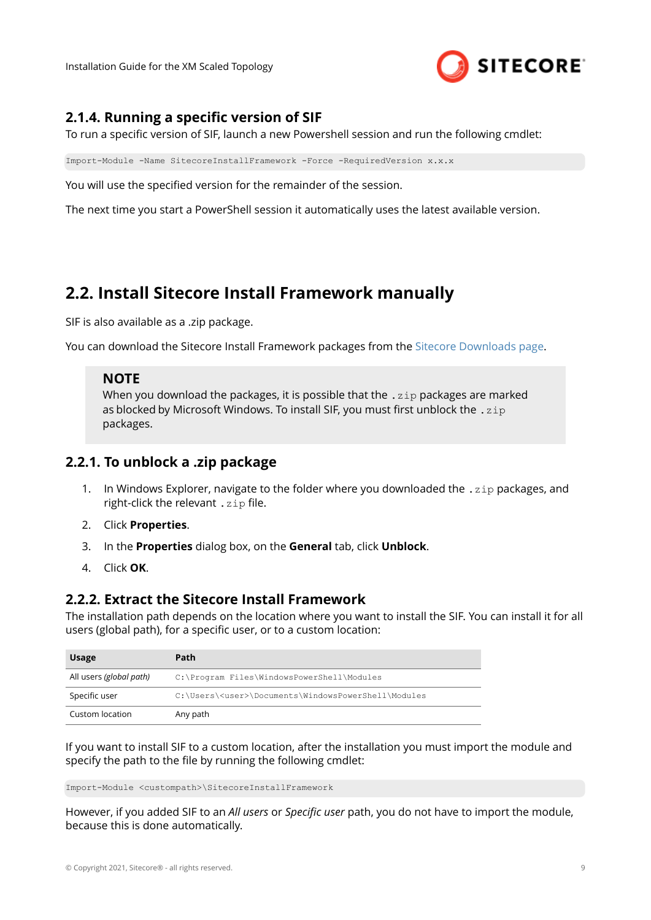### 2.1.4. Running a specific version of SIF

To run a specific version of SIF, launch a new Powershell session and run the following cmdlet:

```
Import-Module -Name SitecoreInstallFramework -Force -RequiredVersion x.x.x
```

You will use the specified version for the remainder of the session.

The next time you start a PowerShell session it automatically uses the latest available version.

## 2.2. Install Sitecore Install Framework manually

SIF is also available as a .zip package.

You can download the Sitecore Install Framework packages from the Sitecore Downloads page.

> **NOTE**
> When you download the packages, it is possible that the `.zip` packages are marked as blocked by Microsoft Windows. To install SIF, you must first unblock the `.zip` packages.

### 2.2.1. To unblock a .zip package

1. In Windows Explorer, navigate to the folder where you downloaded the `.zip` packages, and right-click the relevant `.zip` file.
2. Click **Properties**.
3. In the **Properties** dialog box, on the **General** tab, click **Unblock**.
4. Click **OK**.

### 2.2.2. Extract the Sitecore Install Framework

The installation path depends on the location where you want to install the SIF. You can install it for all users (global path), for a specific user, or to a custom location:

| Usage | Path |
| --- | --- |
| All users *(global path)* | `C:\Program Files\WindowsPowerShell\Modules` |
| Specific user | `C:\Users\<user>\Documents\WindowsPowerShell\Modules` |
| Custom location | Any path |

If you want to install SIF to a custom location, after the installation you must import the module and specify the path to the file by running the following cmdlet:

```
Import-Module <custompath>\SitecoreInstallFramework
```

However, if you added SIF to an *All users* or *Specific user* path, you do not have to import the module, because this is done automatically.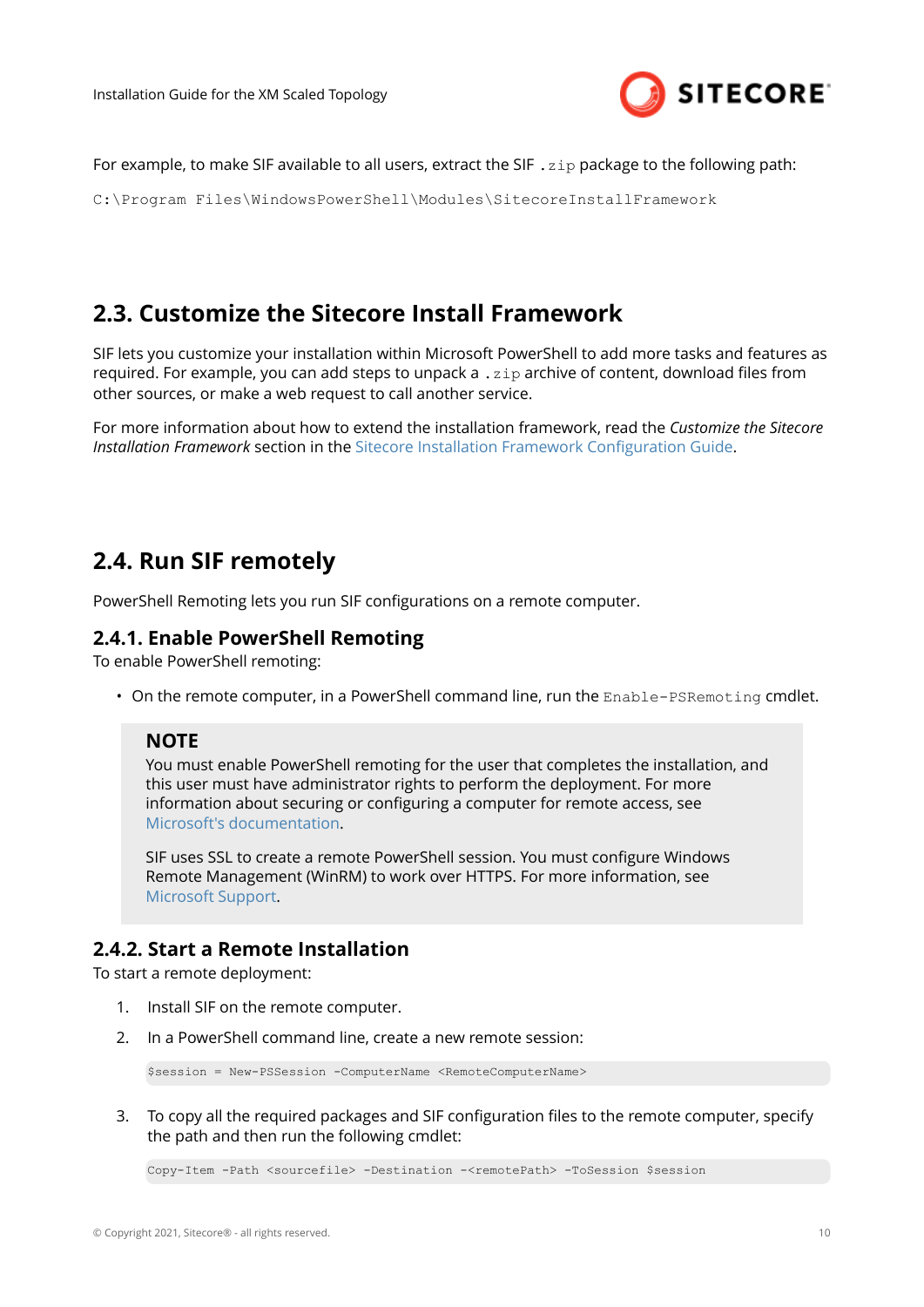For example, to make SIF available to all users, extract the SIF `.zip` package to the following path:

```
C:\Program Files\WindowsPowerShell\Modules\SitecoreInstallFramework
```

## 2.3. Customize the Sitecore Install Framework

SIF lets you customize your installation within Microsoft PowerShell to add more tasks and features as required. For example, you can add steps to unpack a `.zip` archive of content, download files from other sources, or make a web request to call another service.

For more information about how to extend the installation framework, read the *Customize the Sitecore Installation Framework* section in the Sitecore Installation Framework Configuration Guide.

## 2.4. Run SIF remotely

PowerShell Remoting lets you run SIF configurations on a remote computer.

### 2.4.1. Enable PowerShell Remoting

To enable PowerShell remoting:

- On the remote computer, in a PowerShell command line, run the `Enable-PSRemoting` cmdlet.

> **NOTE**
>
> You must enable PowerShell remoting for the user that completes the installation, and this user must have administrator rights to perform the deployment. For more information about securing or configuring a computer for remote access, see Microsoft's documentation.
>
> SIF uses SSL to create a remote PowerShell session. You must configure Windows Remote Management (WinRM) to work over HTTPS. For more information, see Microsoft Support.

### 2.4.2. Start a Remote Installation

To start a remote deployment:

1. Install SIF on the remote computer.
2. In a PowerShell command line, create a new remote session:

   ```
   $session = New-PSSession -ComputerName <RemoteComputerName>
   ```

3. To copy all the required packages and SIF configuration files to the remote computer, specify the path and then run the following cmdlet:

   ```
   Copy-Item -Path <sourcefile> -Destination -<remotePath> -ToSession $session
   ```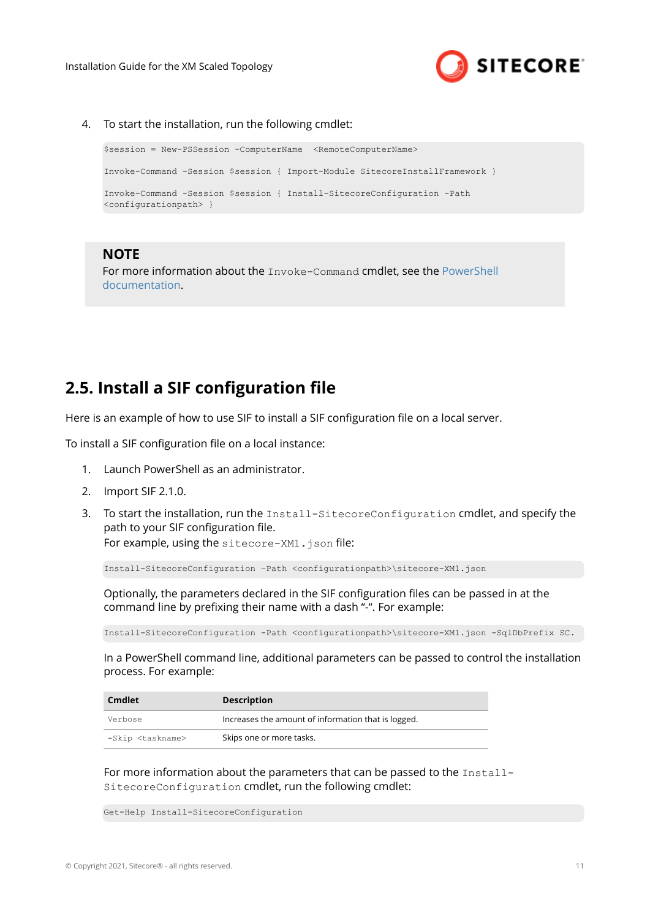4. To start the installation, run the following cmdlet:

```
$session = New-PSSession -ComputerName  <RemoteComputerName>

Invoke-Command -Session $session { Import-Module SitecoreInstallFramework }

Invoke-Command -Session $session { Install-SitecoreConfiguration -Path
<configurationpath> }
```

> **NOTE**
> For more information about the `Invoke-Command` cmdlet, see the PowerShell documentation.

## 2.5. Install a SIF configuration file

Here is an example of how to use SIF to install a SIF configuration file on a local server.

To install a SIF configuration file on a local instance:

1. Launch PowerShell as an administrator.
2. Import SIF 2.1.0.
3. To start the installation, run the `Install-SitecoreConfiguration` cmdlet, and specify the path to your SIF configuration file.
   For example, using the `sitecore-XM1.json` file:

   ```
   Install-SitecoreConfiguration -Path <configurationpath>\sitecore-XM1.json
   ```

   Optionally, the parameters declared in the SIF configuration files can be passed in at the command line by prefixing their name with a dash "-". For example:

   ```
   Install-SitecoreConfiguration -Path <configurationpath>\sitecore-XM1.json -SqlDbPrefix SC.
   ```

   In a PowerShell command line, additional parameters can be passed to control the installation process. For example:

   | Cmdlet | Description |
   | --- | --- |
   | `Verbose` | Increases the amount of information that is logged. |
   | `-Skip <taskname>` | Skips one or more tasks. |

   For more information about the parameters that can be passed to the `Install-SitecoreConfiguration` cmdlet, run the following cmdlet:

   ```
   Get-Help Install-SitecoreConfiguration
   ```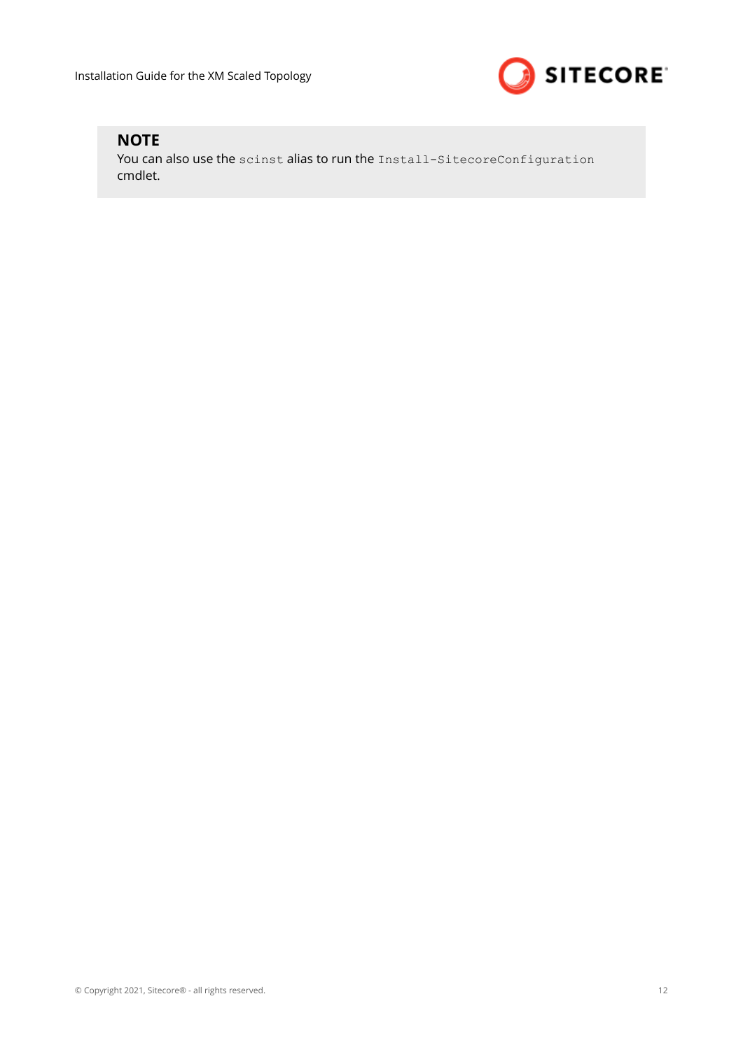**NOTE**

You can also use the `scinst` alias to run the `Install-SitecoreConfiguration` cmdlet.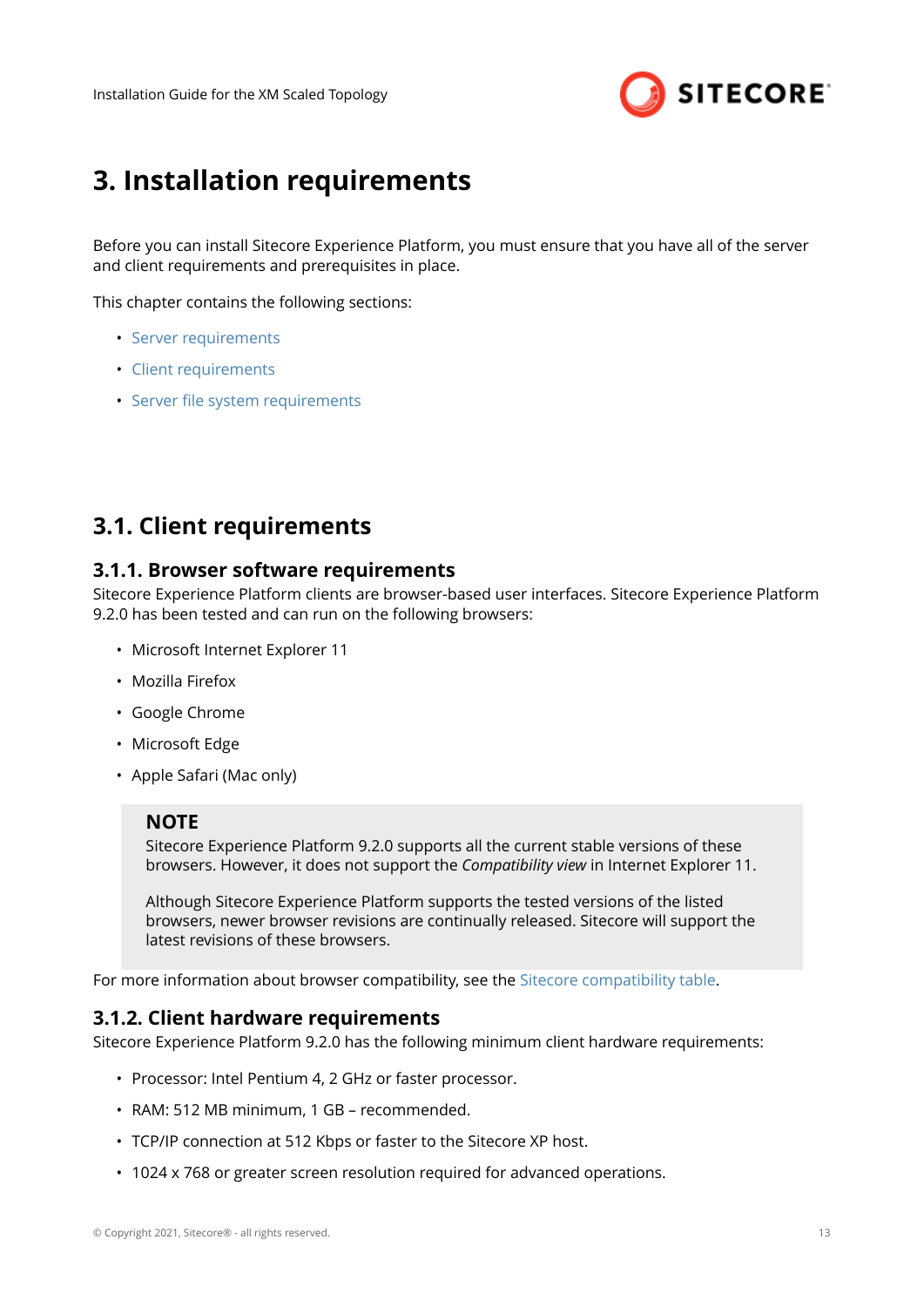# 3. Installation requirements

Before you can install Sitecore Experience Platform, you must ensure that you have all of the server and client requirements and prerequisites in place.

This chapter contains the following sections:

- Server requirements
- Client requirements
- Server file system requirements

## 3.1. Client requirements

### 3.1.1. Browser software requirements

Sitecore Experience Platform clients are browser-based user interfaces. Sitecore Experience Platform 9.2.0 has been tested and can run on the following browsers:

- Microsoft Internet Explorer 11
- Mozilla Firefox
- Google Chrome
- Microsoft Edge
- Apple Safari (Mac only)

> **NOTE**
>
> Sitecore Experience Platform 9.2.0 supports all the current stable versions of these browsers. However, it does not support the *Compatibility view* in Internet Explorer 11.
>
> Although Sitecore Experience Platform supports the tested versions of the listed browsers, newer browser revisions are continually released. Sitecore will support the latest revisions of these browsers.

For more information about browser compatibility, see the Sitecore compatibility table.

### 3.1.2. Client hardware requirements

Sitecore Experience Platform 9.2.0 has the following minimum client hardware requirements:

- Processor: Intel Pentium 4, 2 GHz or faster processor.
- RAM: 512 MB minimum, 1 GB – recommended.
- TCP/IP connection at 512 Kbps or faster to the Sitecore XP host.
- 1024 x 768 or greater screen resolution required for advanced operations.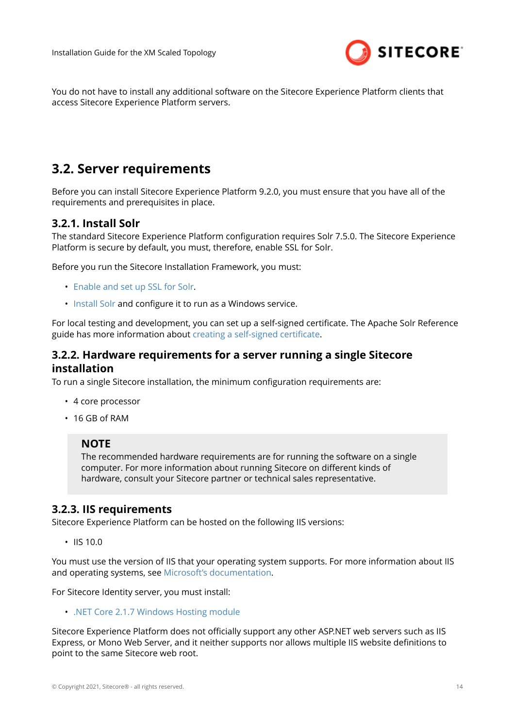You do not have to install any additional software on the Sitecore Experience Platform clients that access Sitecore Experience Platform servers.

## 3.2. Server requirements

Before you can install Sitecore Experience Platform 9.2.0, you must ensure that you have all of the requirements and prerequisites in place.

### 3.2.1. Install Solr

The standard Sitecore Experience Platform configuration requires Solr 7.5.0. The Sitecore Experience Platform is secure by default, you must, therefore, enable SSL for Solr.

Before you run the Sitecore Installation Framework, you must:

- Enable and set up SSL for Solr.
- Install Solr and configure it to run as a Windows service.

For local testing and development, you can set up a self-signed certificate. The Apache Solr Reference guide has more information about creating a self-signed certificate.

### 3.2.2. Hardware requirements for a server running a single Sitecore installation

To run a single Sitecore installation, the minimum configuration requirements are:

- 4 core processor
- 16 GB of RAM

> **NOTE**
> The recommended hardware requirements are for running the software on a single computer. For more information about running Sitecore on different kinds of hardware, consult your Sitecore partner or technical sales representative.

### 3.2.3. IIS requirements

Sitecore Experience Platform can be hosted on the following IIS versions:

- IIS 10.0

You must use the version of IIS that your operating system supports. For more information about IIS and operating systems, see Microsoft's documentation.

For Sitecore Identity server, you must install:

- .NET Core 2.1.7 Windows Hosting module

Sitecore Experience Platform does not officially support any other ASP.NET web servers such as IIS Express, or Mono Web Server, and it neither supports nor allows multiple IIS website definitions to point to the same Sitecore web root.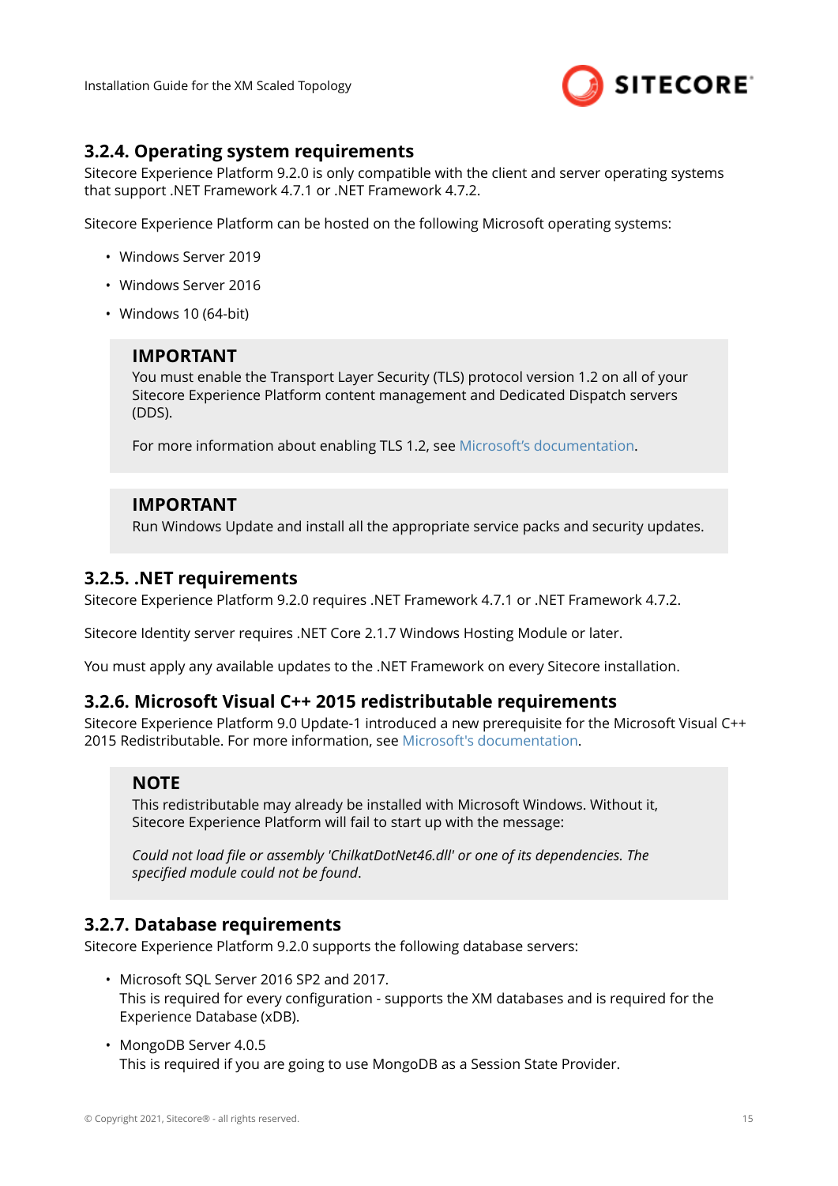### 3.2.4. Operating system requirements

Sitecore Experience Platform 9.2.0 is only compatible with the client and server operating systems that support .NET Framework 4.7.1 or .NET Framework 4.7.2.

Sitecore Experience Platform can be hosted on the following Microsoft operating systems:

- Windows Server 2019
- Windows Server 2016
- Windows 10 (64-bit)

> **IMPORTANT**
>
> You must enable the Transport Layer Security (TLS) protocol version 1.2 on all of your Sitecore Experience Platform content management and Dedicated Dispatch servers (DDS).
>
> For more information about enabling TLS 1.2, see Microsoft’s documentation.

> **IMPORTANT**
>
> Run Windows Update and install all the appropriate service packs and security updates.

### 3.2.5. .NET requirements

Sitecore Experience Platform 9.2.0 requires .NET Framework 4.7.1 or .NET Framework 4.7.2.

Sitecore Identity server requires .NET Core 2.1.7 Windows Hosting Module or later.

You must apply any available updates to the .NET Framework on every Sitecore installation.

### 3.2.6. Microsoft Visual C++ 2015 redistributable requirements

Sitecore Experience Platform 9.0 Update-1 introduced a new prerequisite for the Microsoft Visual C++ 2015 Redistributable. For more information, see Microsoft's documentation.

> **NOTE**
>
> This redistributable may already be installed with Microsoft Windows. Without it, Sitecore Experience Platform will fail to start up with the message:
>
> *Could not load file or assembly 'ChilkatDotNet46.dll' or one of its dependencies. The specified module could not be found*.

### 3.2.7. Database requirements

Sitecore Experience Platform 9.2.0 supports the following database servers:

- Microsoft SQL Server 2016 SP2 and 2017.
  This is required for every configuration - supports the XM databases and is required for the Experience Database (xDB).
- MongoDB Server 4.0.5
  This is required if you are going to use MongoDB as a Session State Provider.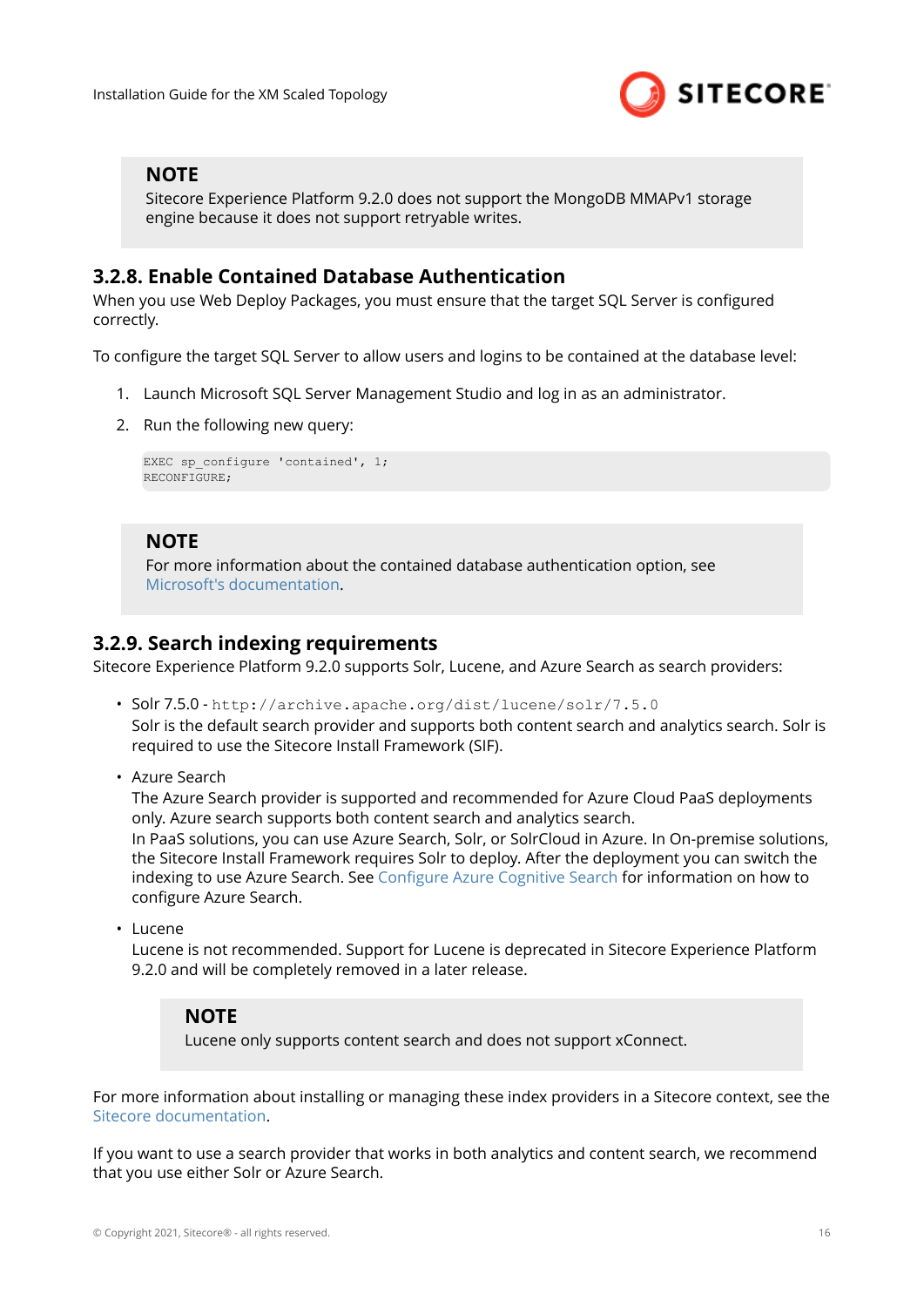> **NOTE**
>
> Sitecore Experience Platform 9.2.0 does not support the MongoDB MMAPv1 storage engine because it does not support retryable writes.

### 3.2.8. Enable Contained Database Authentication

When you use Web Deploy Packages, you must ensure that the target SQL Server is configured correctly.

To configure the target SQL Server to allow users and logins to be contained at the database level:

1. Launch Microsoft SQL Server Management Studio and log in as an administrator.
2. Run the following new query:

```
EXEC sp_configure 'contained', 1;
RECONFIGURE;
```

> **NOTE**
>
> For more information about the contained database authentication option, see Microsoft's documentation.

### 3.2.9. Search indexing requirements

Sitecore Experience Platform 9.2.0 supports Solr, Lucene, and Azure Search as search providers:

- Solr 7.5.0 - `http://archive.apache.org/dist/lucene/solr/7.5.0`
  Solr is the default search provider and supports both content search and analytics search. Solr is required to use the Sitecore Install Framework (SIF).
- Azure Search
  The Azure Search provider is supported and recommended for Azure Cloud PaaS deployments only. Azure search supports both content search and analytics search.
  In PaaS solutions, you can use Azure Search, Solr, or SolrCloud in Azure. In On-premise solutions, the Sitecore Install Framework requires Solr to deploy. After the deployment you can switch the indexing to use Azure Search. See Configure Azure Cognitive Search for information on how to configure Azure Search.
- Lucene
  Lucene is not recommended. Support for Lucene is deprecated in Sitecore Experience Platform 9.2.0 and will be completely removed in a later release.

  > **NOTE**
  >
  > Lucene only supports content search and does not support xConnect.

For more information about installing or managing these index providers in a Sitecore context, see the Sitecore documentation.

If you want to use a search provider that works in both analytics and content search, we recommend that you use either Solr or Azure Search.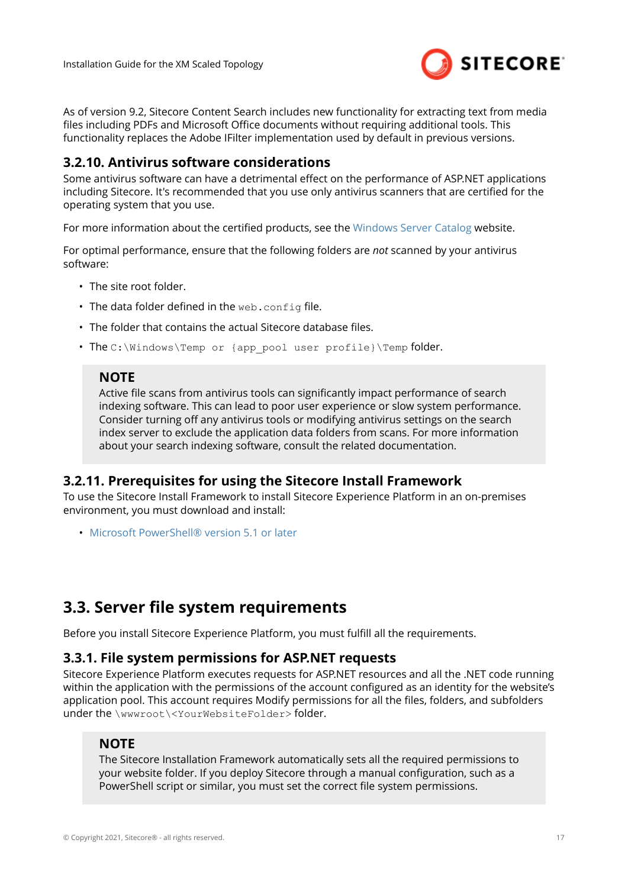As of version 9.2, Sitecore Content Search includes new functionality for extracting text from media files including PDFs and Microsoft Office documents without requiring additional tools. This functionality replaces the Adobe IFilter implementation used by default in previous versions.

### 3.2.10. Antivirus software considerations

Some antivirus software can have a detrimental effect on the performance of ASP.NET applications including Sitecore. It's recommended that you use only antivirus scanners that are certified for the operating system that you use.

For more information about the certified products, see the Windows Server Catalog website.

For optimal performance, ensure that the following folders are *not* scanned by your antivirus software:

- The site root folder.
- The data folder defined in the `web.config` file.
- The folder that contains the actual Sitecore database files.
- The `C:\Windows\Temp or {app_pool user profile}\Temp` folder.

> **NOTE**
>
> Active file scans from antivirus tools can significantly impact performance of search indexing software. This can lead to poor user experience or slow system performance. Consider turning off any antivirus tools or modifying antivirus settings on the search index server to exclude the application data folders from scans. For more information about your search indexing software, consult the related documentation.

### 3.2.11. Prerequisites for using the Sitecore Install Framework

To use the Sitecore Install Framework to install Sitecore Experience Platform in an on-premises environment, you must download and install:

- Microsoft PowerShell® version 5.1 or later

## 3.3. Server file system requirements

Before you install Sitecore Experience Platform, you must fulfill all the requirements.

### 3.3.1. File system permissions for ASP.NET requests

Sitecore Experience Platform executes requests for ASP.NET resources and all the .NET code running within the application with the permissions of the account configured as an identity for the website's application pool. This account requires Modify permissions for all the files, folders, and subfolders under the `\wwwroot\<YourWebsiteFolder>` folder.

> **NOTE**
>
> The Sitecore Installation Framework automatically sets all the required permissions to your website folder. If you deploy Sitecore through a manual configuration, such as a PowerShell script or similar, you must set the correct file system permissions.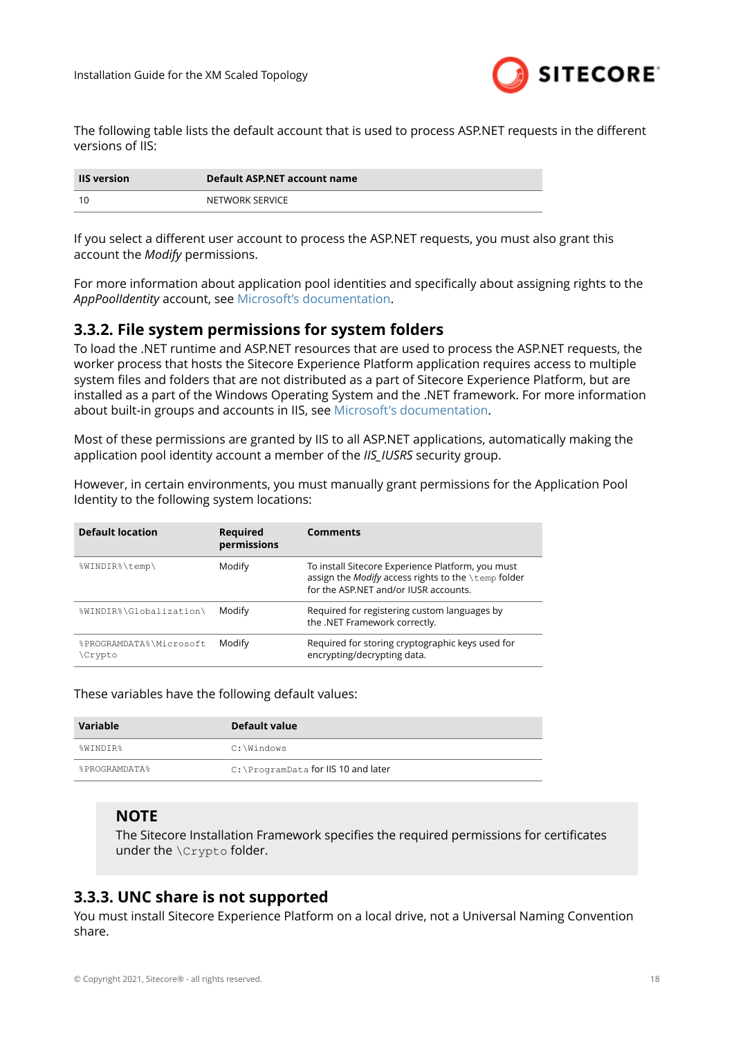The following table lists the default account that is used to process ASP.NET requests in the different versions of IIS:

| IIS version | Default ASP.NET account name |
|---|---|
| 10 | NETWORK SERVICE |

If you select a different user account to process the ASP.NET requests, you must also grant this account the *Modify* permissions.

For more information about application pool identities and specifically about assigning rights to the *AppPoolIdentity* account, see Microsoft's documentation.

### 3.3.2. File system permissions for system folders

To load the .NET runtime and ASP.NET resources that are used to process the ASP.NET requests, the worker process that hosts the Sitecore Experience Platform application requires access to multiple system files and folders that are not distributed as a part of Sitecore Experience Platform, but are installed as a part of the Windows Operating System and the .NET framework. For more information about built-in groups and accounts in IIS, see Microsoft's documentation.

Most of these permissions are granted by IIS to all ASP.NET applications, automatically making the application pool identity account a member of the *IIS_IUSRS* security group.

However, in certain environments, you must manually grant permissions for the Application Pool Identity to the following system locations:

| Default location | Required permissions | Comments |
|---|---|---|
| `%WINDIR%\temp\` | Modify | To install Sitecore Experience Platform, you must assign the *Modify* access rights to the `\temp` folder for the ASP.NET and/or IUSR accounts. |
| `%WINDIR%\Globalization\` | Modify | Required for registering custom languages by the .NET Framework correctly. |
| `%PROGRAMDATA%\Microsoft\Crypto` | Modify | Required for storing cryptographic keys used for encrypting/decrypting data. |

These variables have the following default values:

| Variable | Default value |
|---|---|
| `%WINDIR%` | `C:\Windows` |
| `%PROGRAMDATA%` | `C:\ProgramData` for IIS 10 and later |

> **NOTE**
>
> The Sitecore Installation Framework specifies the required permissions for certificates under the `\Crypto` folder.

### 3.3.3. UNC share is not supported

You must install Sitecore Experience Platform on a local drive, not a Universal Naming Convention share.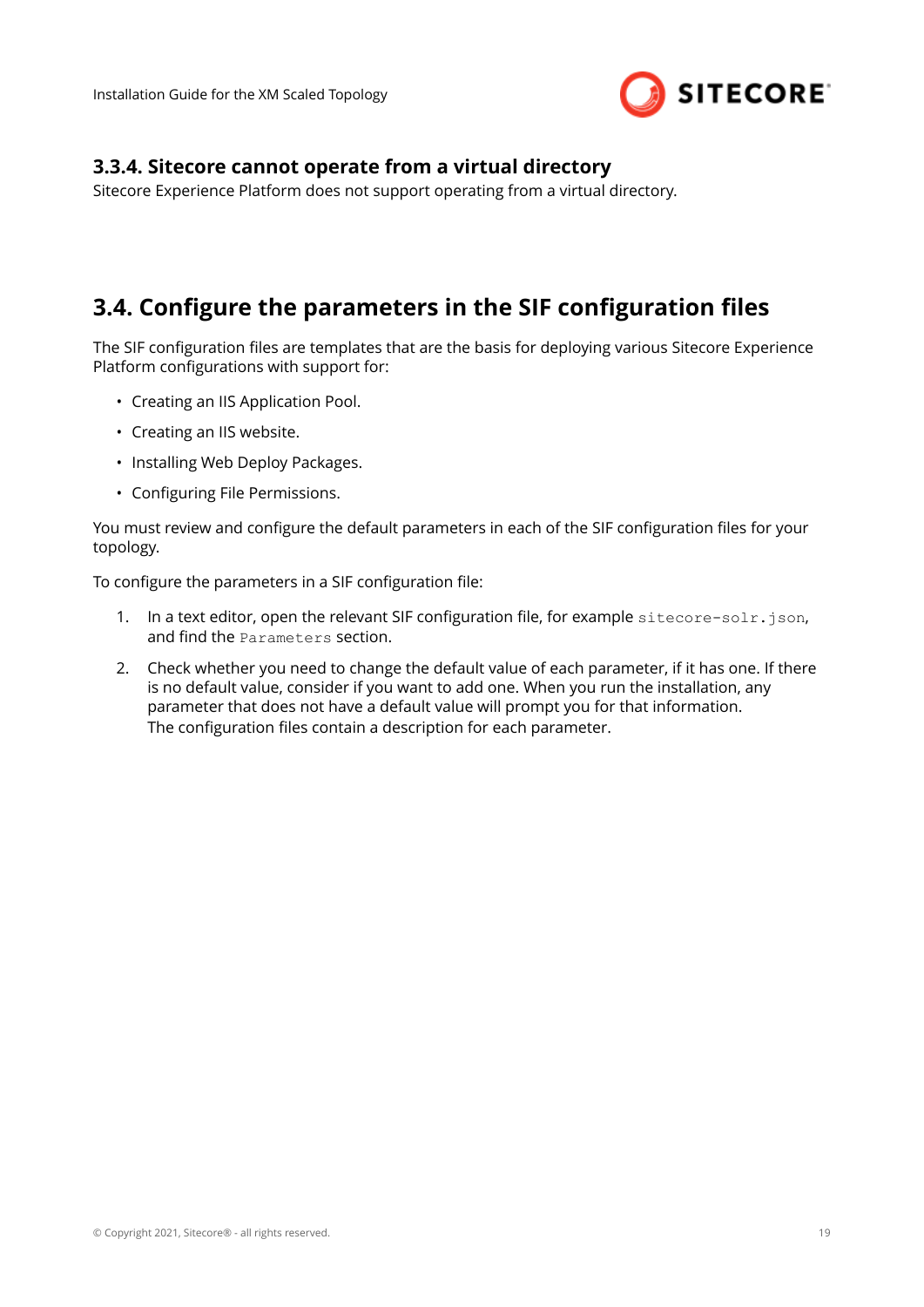### 3.3.4. Sitecore cannot operate from a virtual directory

Sitecore Experience Platform does not support operating from a virtual directory.

## 3.4. Configure the parameters in the SIF configuration files

The SIF configuration files are templates that are the basis for deploying various Sitecore Experience Platform configurations with support for:

- Creating an IIS Application Pool.
- Creating an IIS website.
- Installing Web Deploy Packages.
- Configuring File Permissions.

You must review and configure the default parameters in each of the SIF configuration files for your topology.

To configure the parameters in a SIF configuration file:

1. In a text editor, open the relevant SIF configuration file, for example `sitecore-solr.json`, and find the `Parameters` section.
2. Check whether you need to change the default value of each parameter, if it has one. If there is no default value, consider if you want to add one. When you run the installation, any parameter that does not have a default value will prompt you for that information.
   The configuration files contain a description for each parameter.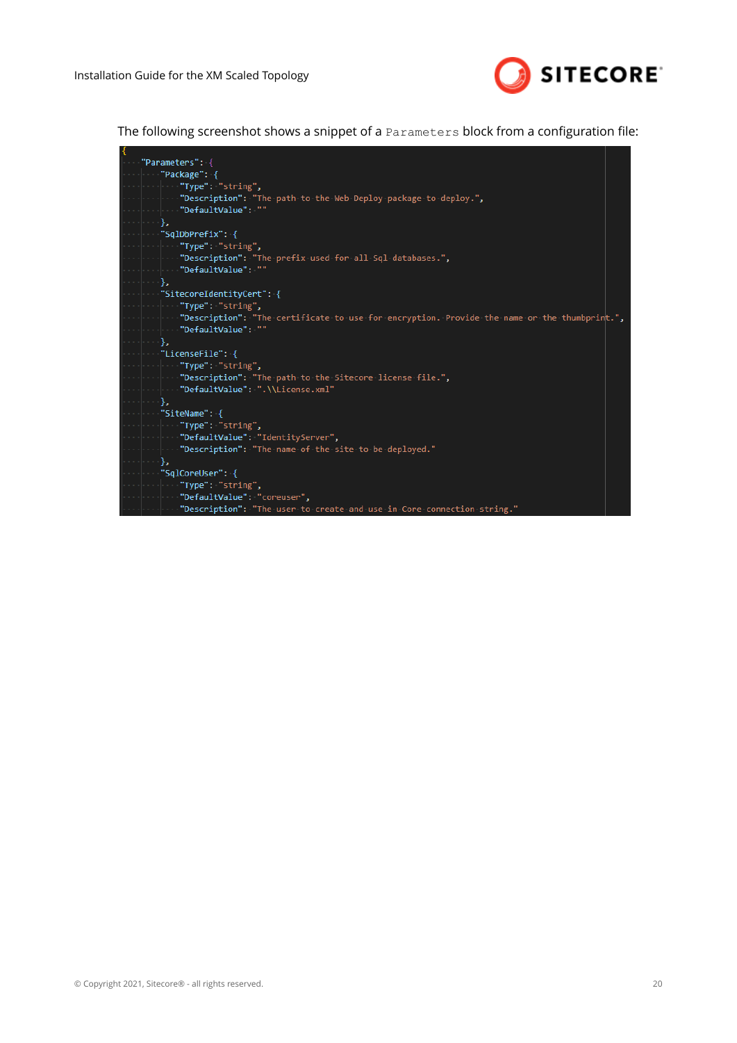The following screenshot shows a snippet of a `Parameters` block from a configuration file:

```
{
    "Parameters": {
        "Package": {
            "Type": "string",
            "Description": "The path to the Web Deploy package to deploy.",
            "DefaultValue": ""
        },
        "SqlDbPrefix": {
            "Type": "string",
            "Description": "The prefix used for all Sql databases.",
            "DefaultValue": ""
        },
        "SitecoreIdentityCert": {
            "Type": "string",
            "Description": "The certificate to use for encryption. Provide the name or the thumbprint.",
            "DefaultValue": ""
        },
        "LicenseFile": {
            "Type": "string",
            "Description": "The path to the Sitecore license file.",
            "DefaultValue": ".\\License.xml"
        },
        "SiteName": {
            "Type": "string",
            "DefaultValue": "IdentityServer",
            "Description": "The name of the site to be deployed."
        },
        "SqlCoreUser": {
            "Type": "string",
            "DefaultValue": "coreuser",
            "Description": "The user to create and use in Core connection string."
```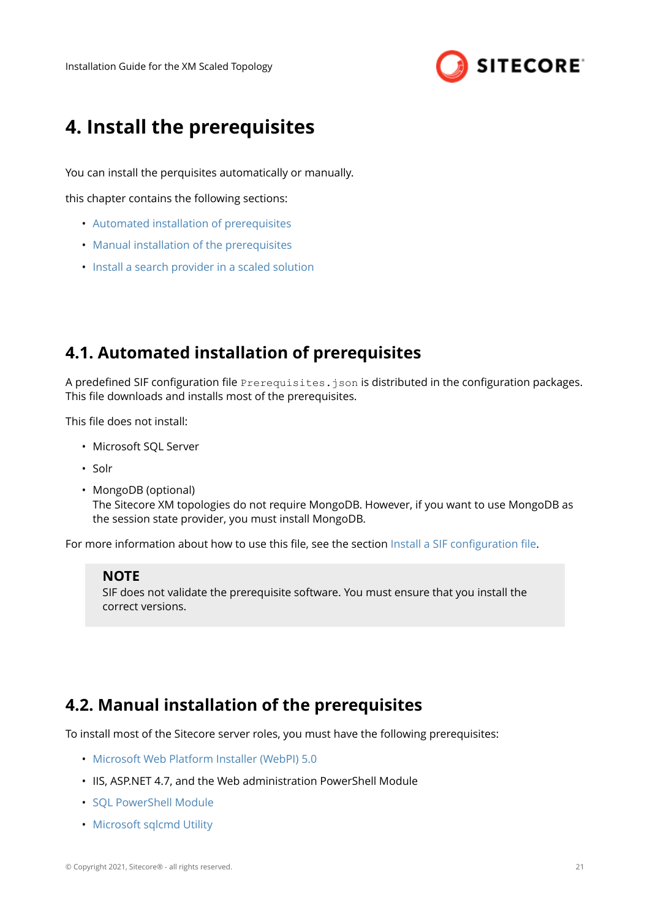# 4. Install the prerequisites

You can install the perquisites automatically or manually.

this chapter contains the following sections:

- Automated installation of prerequisites
- Manual installation of the prerequisites
- Install a search provider in a scaled solution

## 4.1. Automated installation of prerequisites

A predefined SIF configuration file `Prerequisites.json` is distributed in the configuration packages. This file downloads and installs most of the prerequisites.

This file does not install:

- Microsoft SQL Server
- Solr
- MongoDB (optional)
  The Sitecore XM topologies do not require MongoDB. However, if you want to use MongoDB as the session state provider, you must install MongoDB.

For more information about how to use this file, see the section Install a SIF configuration file.

> **NOTE**
> SIF does not validate the prerequisite software. You must ensure that you install the correct versions.

## 4.2. Manual installation of the prerequisites

To install most of the Sitecore server roles, you must have the following prerequisites:

- Microsoft Web Platform Installer (WebPI) 5.0
- IIS, ASP.NET 4.7, and the Web administration PowerShell Module
- SQL PowerShell Module
- Microsoft sqlcmd Utility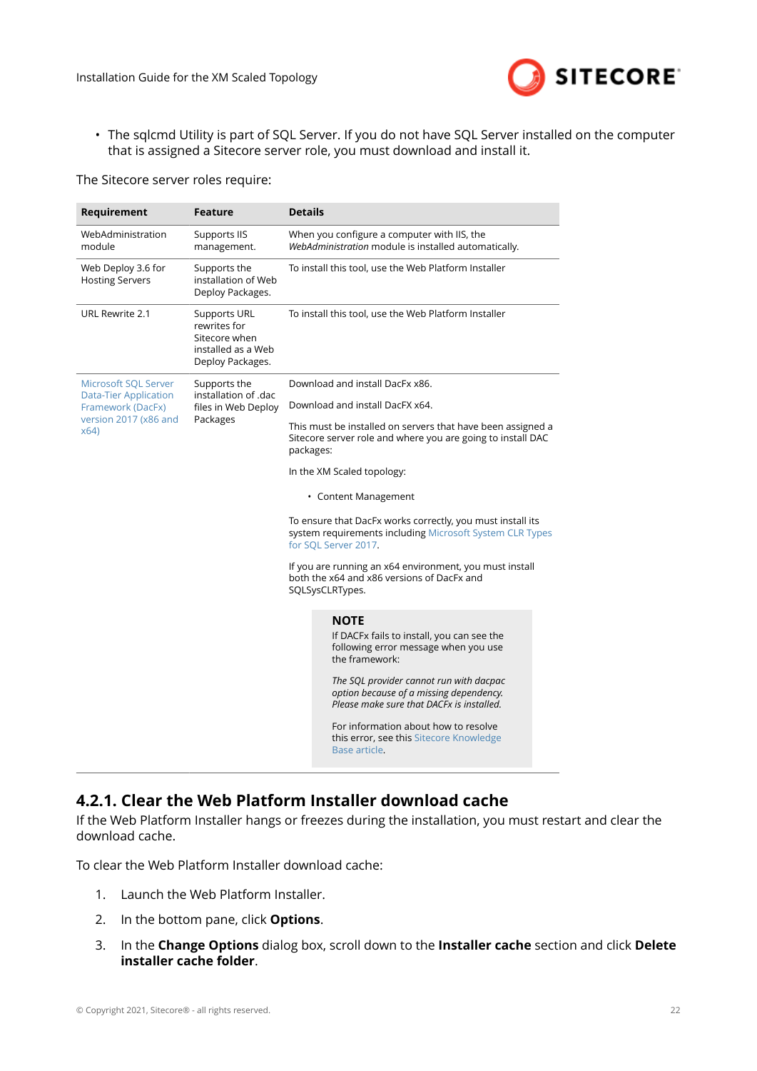- The sqlcmd Utility is part of SQL Server. If you do not have SQL Server installed on the computer that is assigned a Sitecore server role, you must download and install it.

The Sitecore server roles require:

| Requirement | Feature | Details |
|---|---|---|
| WebAdministration module | Supports IIS management. | When you configure a computer with IIS, the *WebAdministration* module is installed automatically. |
| Web Deploy 3.6 for Hosting Servers | Supports the installation of Web Deploy Packages. | To install this tool, use the Web Platform Installer |
| URL Rewrite 2.1 | Supports URL rewrites for Sitecore when installed as a Web Deploy Packages. | To install this tool, use the Web Platform Installer |
| Microsoft SQL Server Data-Tier Application Framework (DacFx) version 2017 (x86 and x64) | Supports the installation of .dac files in Web Deploy Packages | Download and install DacFx x86.<br><br>Download and install DacFX x64.<br><br>This must be installed on servers that have been assigned a Sitecore server role and where you are going to install DAC packages:<br><br>In the XM Scaled topology:<br><br>• Content Management<br><br>To ensure that DacFx works correctly, you must install its system requirements including Microsoft System CLR Types for SQL Server 2017.<br><br>If you are running an x64 environment, you must install both the x64 and x86 versions of DacFx and SQLSysCLRTypes.<br><br>**NOTE**<br>If DACFx fails to install, you can see the following error message when you use the framework:<br><br>*The SQL provider cannot run with dacpac option because of a missing dependency. Please make sure that DACFx is installed.*<br><br>For information about how to resolve this error, see this Sitecore Knowledge Base article. |

### 4.2.1. Clear the Web Platform Installer download cache

If the Web Platform Installer hangs or freezes during the installation, you must restart and clear the download cache.

To clear the Web Platform Installer download cache:

1. Launch the Web Platform Installer.
2. In the bottom pane, click **Options**.
3. In the **Change Options** dialog box, scroll down to the **Installer cache** section and click **Delete installer cache folder**.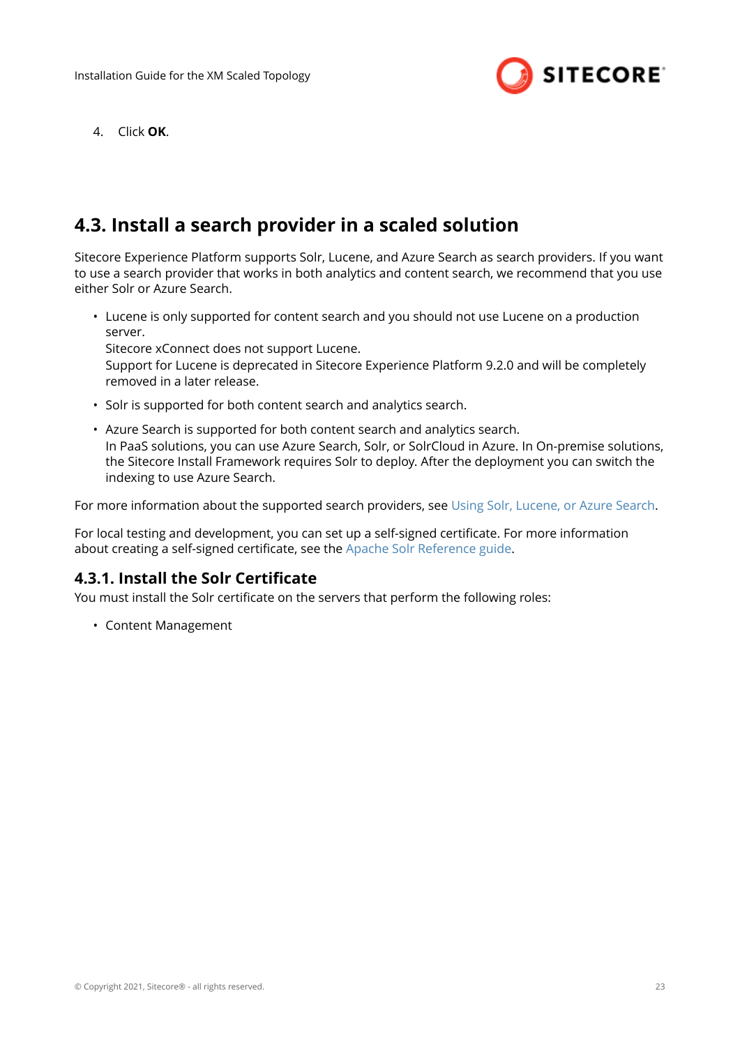4. Click **OK**.

## 4.3. Install a search provider in a scaled solution

Sitecore Experience Platform supports Solr, Lucene, and Azure Search as search providers. If you want to use a search provider that works in both analytics and content search, we recommend that you use either Solr or Azure Search.

- Lucene is only supported for content search and you should not use Lucene on a production server.
  Sitecore xConnect does not support Lucene.
  Support for Lucene is deprecated in Sitecore Experience Platform 9.2.0 and will be completely removed in a later release.
- Solr is supported for both content search and analytics search.
- Azure Search is supported for both content search and analytics search.
  In PaaS solutions, you can use Azure Search, Solr, or SolrCloud in Azure. In On-premise solutions, the Sitecore Install Framework requires Solr to deploy. After the deployment you can switch the indexing to use Azure Search.

For more information about the supported search providers, see Using Solr, Lucene, or Azure Search.

For local testing and development, you can set up a self-signed certificate. For more information about creating a self-signed certificate, see the Apache Solr Reference guide.

### 4.3.1. Install the Solr Certificate

You must install the Solr certificate on the servers that perform the following roles:

- Content Management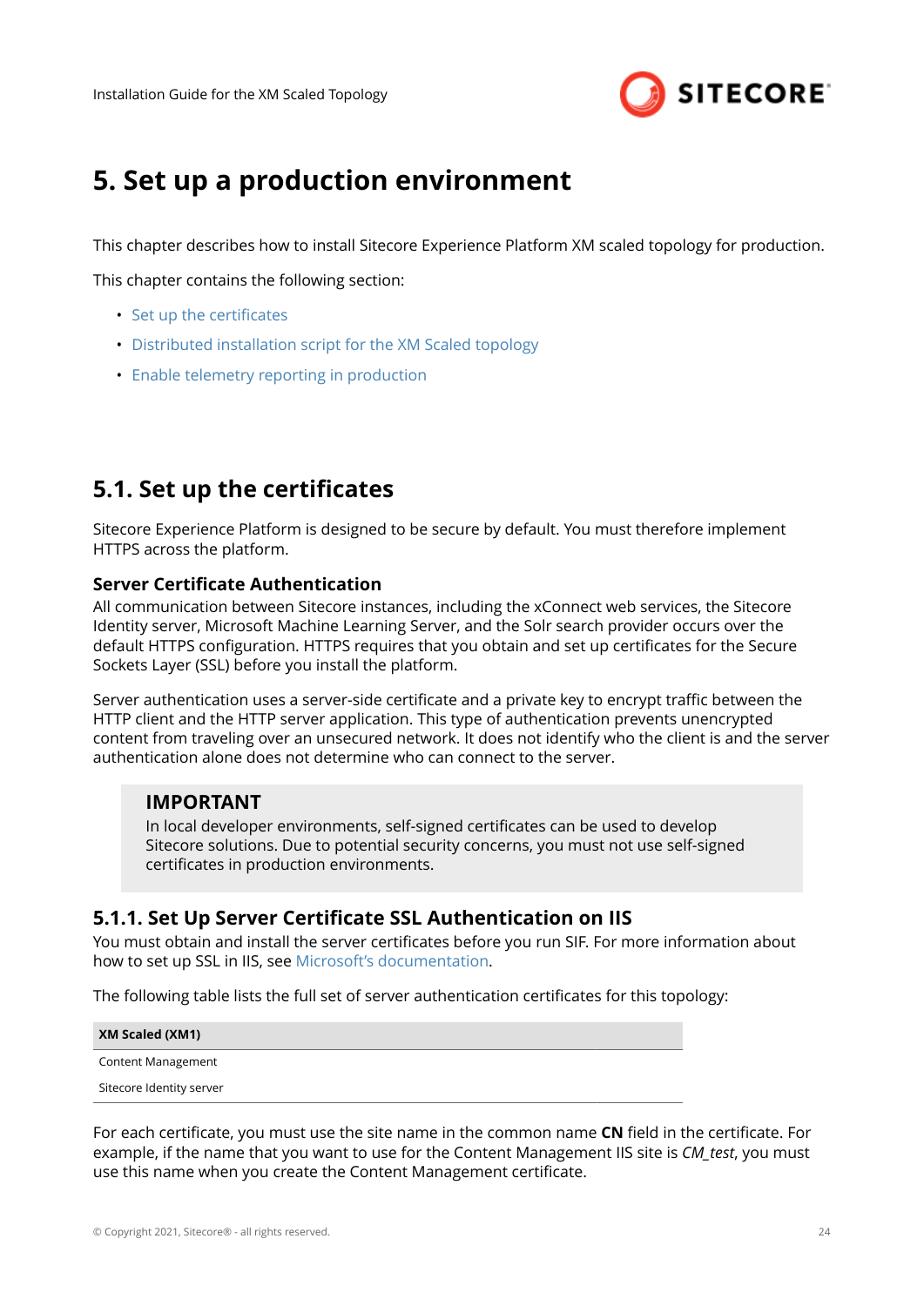# 5. Set up a production environment

This chapter describes how to install Sitecore Experience Platform XM scaled topology for production.

This chapter contains the following section:

- Set up the certificates
- Distributed installation script for the XM Scaled topology
- Enable telemetry reporting in production

## 5.1. Set up the certificates

Sitecore Experience Platform is designed to be secure by default. You must therefore implement HTTPS across the platform.

### Server Certificate Authentication

All communication between Sitecore instances, including the xConnect web services, the Sitecore Identity server, Microsoft Machine Learning Server, and the Solr search provider occurs over the default HTTPS configuration. HTTPS requires that you obtain and set up certificates for the Secure Sockets Layer (SSL) before you install the platform.

Server authentication uses a server-side certificate and a private key to encrypt traffic between the HTTP client and the HTTP server application. This type of authentication prevents unencrypted content from traveling over an unsecured network. It does not identify who the client is and the server authentication alone does not determine who can connect to the server.

> **IMPORTANT**
> In local developer environments, self-signed certificates can be used to develop Sitecore solutions. Due to potential security concerns, you must not use self-signed certificates in production environments.

### 5.1.1. Set Up Server Certificate SSL Authentication on IIS

You must obtain and install the server certificates before you run SIF. For more information about how to set up SSL in IIS, see Microsoft's documentation.

The following table lists the full set of server authentication certificates for this topology:

| XM Scaled (XM1) |
|---|
| Content Management |
| Sitecore Identity server |

For each certificate, you must use the site name in the common name **CN** field in the certificate. For example, if the name that you want to use for the Content Management IIS site is *CM_test*, you must use this name when you create the Content Management certificate.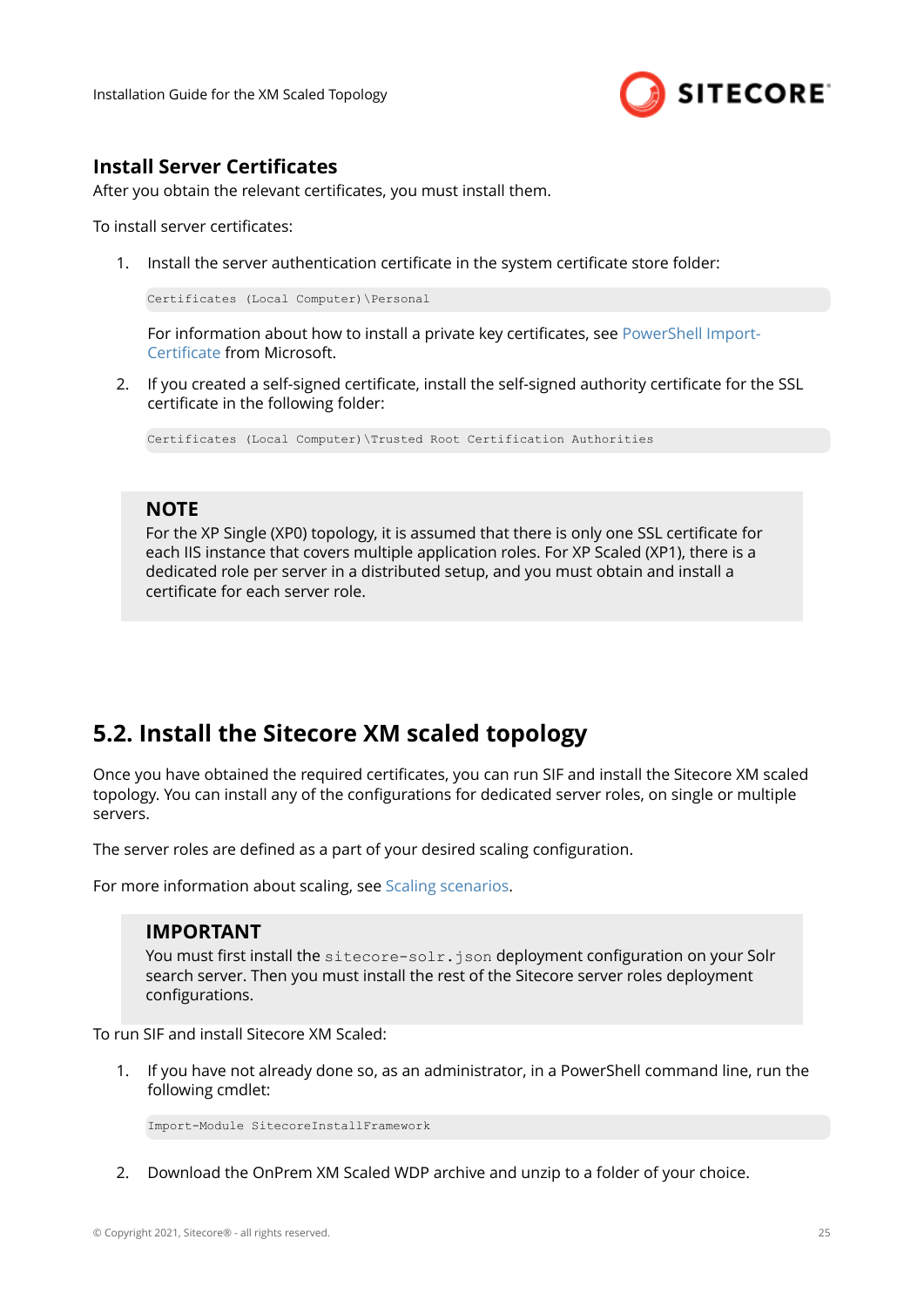### Install Server Certificates

After you obtain the relevant certificates, you must install them.

To install server certificates:

1. Install the server authentication certificate in the system certificate store folder:

   ```
   Certificates (Local Computer)\Personal
   ```

   For information about how to install a private key certificates, see PowerShell Import-Certificate from Microsoft.

2. If you created a self-signed certificate, install the self-signed authority certificate for the SSL certificate in the following folder:

   ```
   Certificates (Local Computer)\Trusted Root Certification Authorities
   ```

> **NOTE**
>
> For the XP Single (XP0) topology, it is assumed that there is only one SSL certificate for each IIS instance that covers multiple application roles. For XP Scaled (XP1), there is a dedicated role per server in a distributed setup, and you must obtain and install a certificate for each server role.

## 5.2. Install the Sitecore XM scaled topology

Once you have obtained the required certificates, you can run SIF and install the Sitecore XM scaled topology. You can install any of the configurations for dedicated server roles, on single or multiple servers.

The server roles are defined as a part of your desired scaling configuration.

For more information about scaling, see Scaling scenarios.

> **IMPORTANT**
>
> You must first install the `sitecore-solr.json` deployment configuration on your Solr search server. Then you must install the rest of the Sitecore server roles deployment configurations.

To run SIF and install Sitecore XM Scaled:

1. If you have not already done so, as an administrator, in a PowerShell command line, run the following cmdlet:

   ```
   Import-Module SitecoreInstallFramework
   ```

2. Download the OnPrem XM Scaled WDP archive and unzip to a folder of your choice.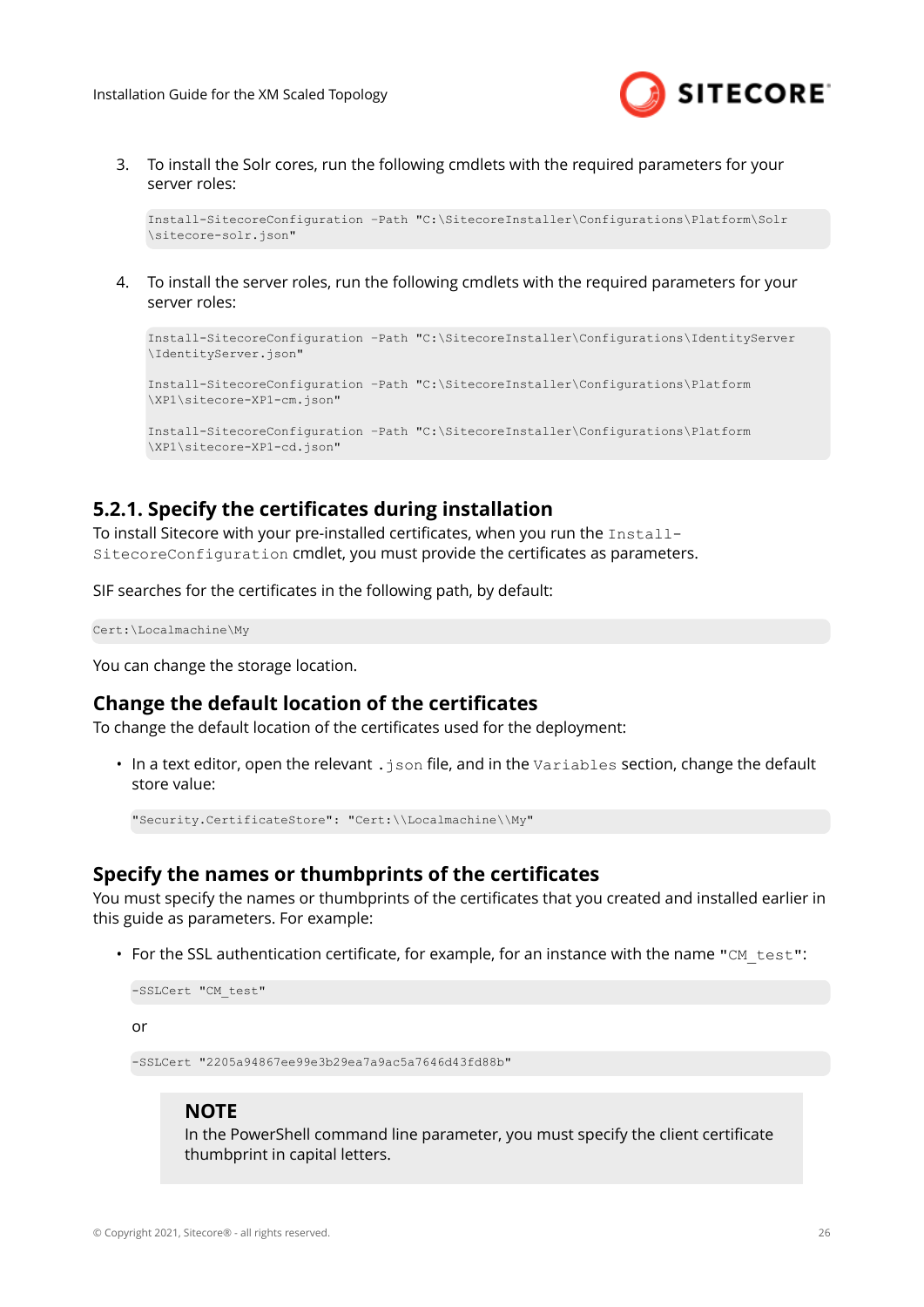3. To install the Solr cores, run the following cmdlets with the required parameters for your server roles:

```
Install-SitecoreConfiguration -Path "C:\SitecoreInstaller\Configurations\Platform\Solr
\sitecore-solr.json"
```

4. To install the server roles, run the following cmdlets with the required parameters for your server roles:

```
Install-SitecoreConfiguration -Path "C:\SitecoreInstaller\Configurations\IdentityServer
\IdentityServer.json"

Install-SitecoreConfiguration -Path "C:\SitecoreInstaller\Configurations\Platform
\XP1\sitecore-XP1-cm.json"

Install-SitecoreConfiguration -Path "C:\SitecoreInstaller\Configurations\Platform
\XP1\sitecore-XP1-cd.json"
```

### 5.2.1. Specify the certificates during installation

To install Sitecore with your pre-installed certificates, when you run the `Install-SitecoreConfiguration` cmdlet, you must provide the certificates as parameters.

SIF searches for the certificates in the following path, by default:

```
Cert:\Localmachine\My
```

You can change the storage location.

#### Change the default location of the certificates

To change the default location of the certificates used for the deployment:

- In a text editor, open the relevant `.json` file, and in the `Variables` section, change the default store value:

```
"Security.CertificateStore": "Cert:\\Localmachine\\My"
```

#### Specify the names or thumbprints of the certificates

You must specify the names or thumbprints of the certificates that you created and installed earlier in this guide as parameters. For example:

- For the SSL authentication certificate, for example, for an instance with the name `"CM_test"`:

```
-SSLCert "CM_test"
```

or

```
-SSLCert "2205a94867ee99e3b29ea7a9ac5a7646d43fd88b"
```

> **NOTE**
> In the PowerShell command line parameter, you must specify the client certificate thumbprint in capital letters.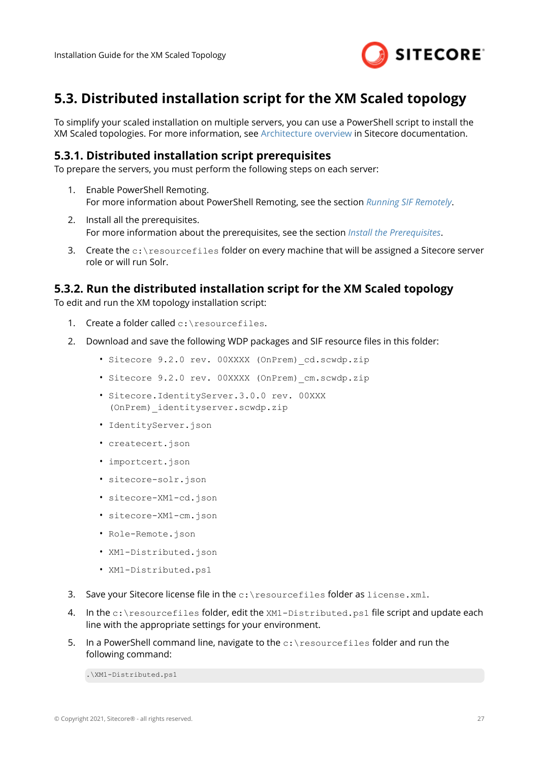## 5.3. Distributed installation script for the XM Scaled topology

To simplify your scaled installation on multiple servers, you can use a PowerShell script to install the XM Scaled topologies. For more information, see Architecture overview in Sitecore documentation.

### 5.3.1. Distributed installation script prerequisites

To prepare the servers, you must perform the following steps on each server:

1. Enable PowerShell Remoting.
   For more information about PowerShell Remoting, see the section *Running SIF Remotely*.
2. Install all the prerequisites.
   For more information about the prerequisites, see the section *Install the Prerequisites*.
3. Create the `c:\resourcefiles` folder on every machine that will be assigned a Sitecore server role or will run Solr.

### 5.3.2. Run the distributed installation script for the XM Scaled topology

To edit and run the XM topology installation script:

1. Create a folder called `c:\resourcefiles`.
2. Download and save the following WDP packages and SIF resource files in this folder:
   - `Sitecore 9.2.0 rev. 00XXXX (OnPrem)_cd.scwdp.zip`
   - `Sitecore 9.2.0 rev. 00XXXX (OnPrem)_cm.scwdp.zip`
   - `Sitecore.IdentityServer.3.0.0 rev. 00XXX (OnPrem)_identityserver.scwdp.zip`
   - `IdentityServer.json`
   - `createcert.json`
   - `importcert.json`
   - `sitecore-solr.json`
   - `sitecore-XM1-cd.json`
   - `sitecore-XM1-cm.json`
   - `Role-Remote.json`
   - `XM1-Distributed.json`
   - `XM1-Distributed.ps1`
3. Save your Sitecore license file in the `c:\resourcefiles` folder as `license.xml`.
4. In the `c:\resourcefiles` folder, edit the `XM1-Distributed.ps1` file script and update each line with the appropriate settings for your environment.
5. In a PowerShell command line, navigate to the `c:\resourcefiles` folder and run the following command:

```
.\XM1-Distributed.ps1
```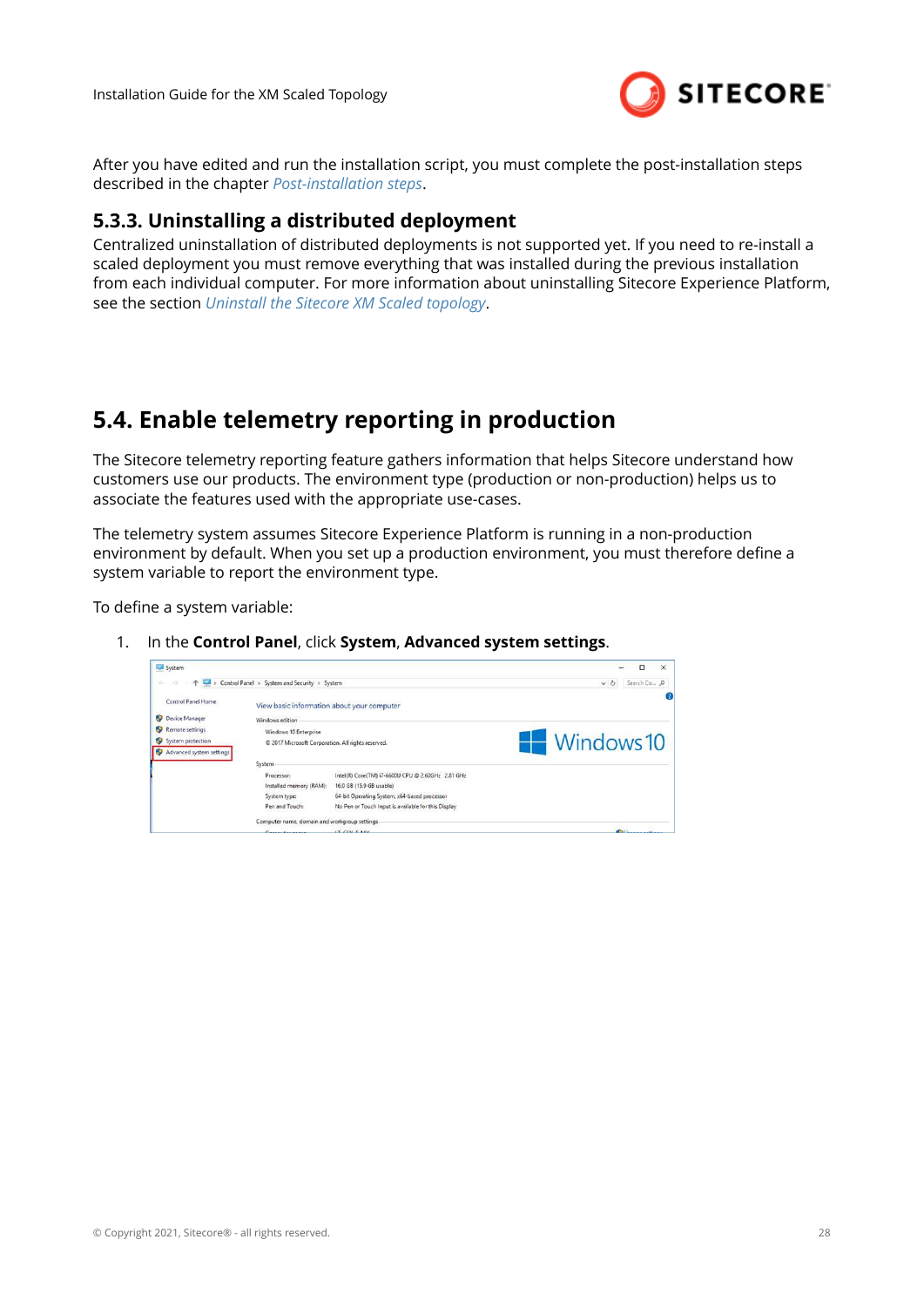After you have edited and run the installation script, you must complete the post-installation steps described in the chapter *Post-installation steps*.

### 5.3.3. Uninstalling a distributed deployment

Centralized uninstallation of distributed deployments is not supported yet. If you need to re-install a scaled deployment you must remove everything that was installed during the previous installation from each individual computer. For more information about uninstalling Sitecore Experience Platform, see the section *Uninstall the Sitecore XM Scaled topology*.

## 5.4. Enable telemetry reporting in production

The Sitecore telemetry reporting feature gathers information that helps Sitecore understand how customers use our products. The environment type (production or non-production) helps us to associate the features used with the appropriate use-cases.

The telemetry system assumes Sitecore Experience Platform is running in a non-production environment by default. When you set up a production environment, you must therefore define a system variable to report the environment type.

To define a system variable:

1. In the **Control Panel**, click **System**, **Advanced system settings**.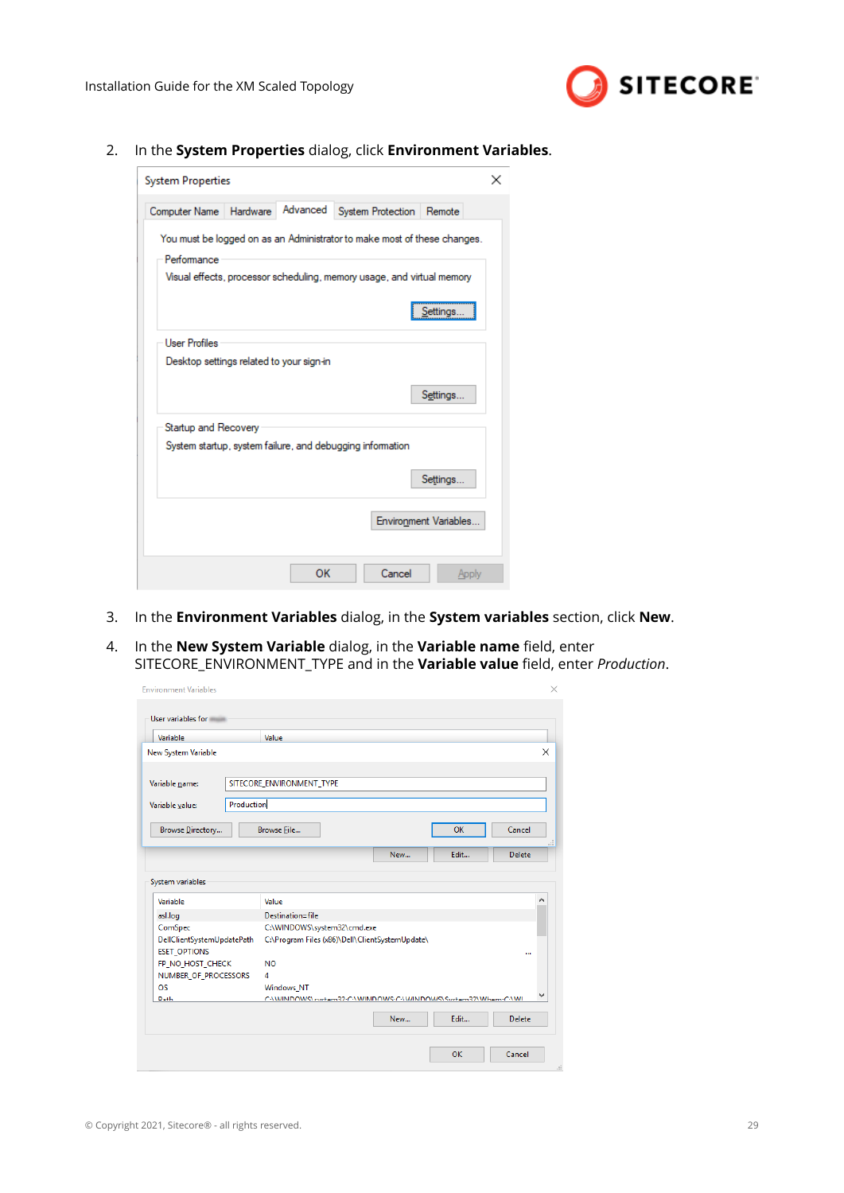2. In the **System Properties** dialog, click **Environment Variables**.

3. In the **Environment Variables** dialog, in the **System variables** section, click **New**.

4. In the **New System Variable** dialog, in the **Variable name** field, enter SITECORE_ENVIRONMENT_TYPE and in the **Variable value** field, enter *Production*.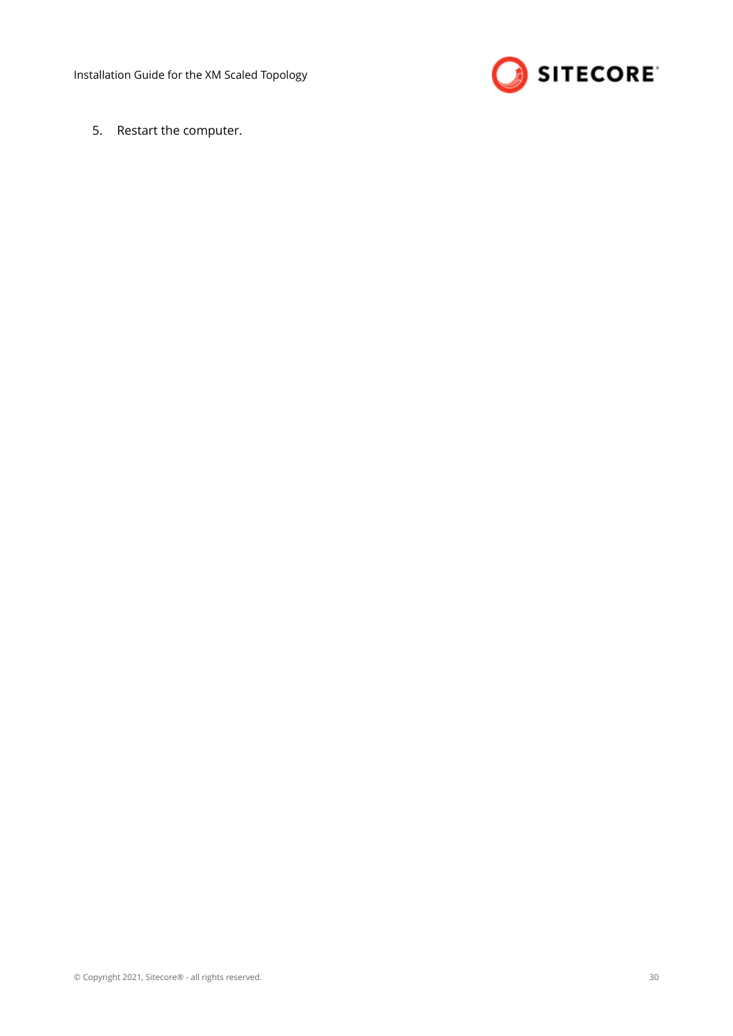5. Restart the computer.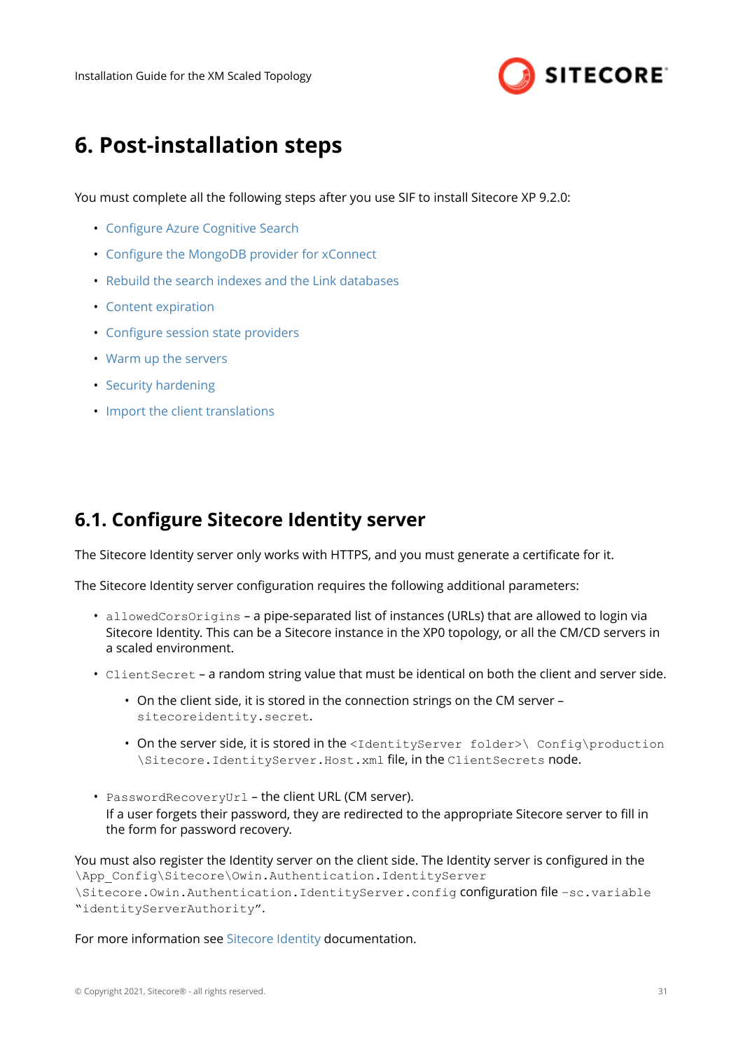# 6. Post-installation steps

You must complete all the following steps after you use SIF to install Sitecore XP 9.2.0:

- Configure Azure Cognitive Search
- Configure the MongoDB provider for xConnect
- Rebuild the search indexes and the Link databases
- Content expiration
- Configure session state providers
- Warm up the servers
- Security hardening
- Import the client translations

## 6.1. Configure Sitecore Identity server

The Sitecore Identity server only works with HTTPS, and you must generate a certificate for it.

The Sitecore Identity server configuration requires the following additional parameters:

- `allowedCorsOrigins` – a pipe-separated list of instances (URLs) that are allowed to login via Sitecore Identity. This can be a Sitecore instance in the XP0 topology, or all the CM/CD servers in a scaled environment.
- `ClientSecret` – a random string value that must be identical on both the client and server side.
  - On the client side, it is stored in the connection strings on the CM server – `sitecoreidentity.secret`.
  - On the server side, it is stored in the `<IdentityServer folder>\ Config\production \Sitecore.IdentityServer.Host.xml` file, in the `ClientSecrets` node.
- `PasswordRecoveryUrl` – the client URL (CM server).
  If a user forgets their password, they are redirected to the appropriate Sitecore server to fill in the form for password recovery.

You must also register the Identity server on the client side. The Identity server is configured in the `\App_Config\Sitecore\Owin.Authentication.IdentityServer \Sitecore.Owin.Authentication.IdentityServer.config` configuration file `-sc.variable "identityServerAuthority"`.

For more information see Sitecore Identity documentation.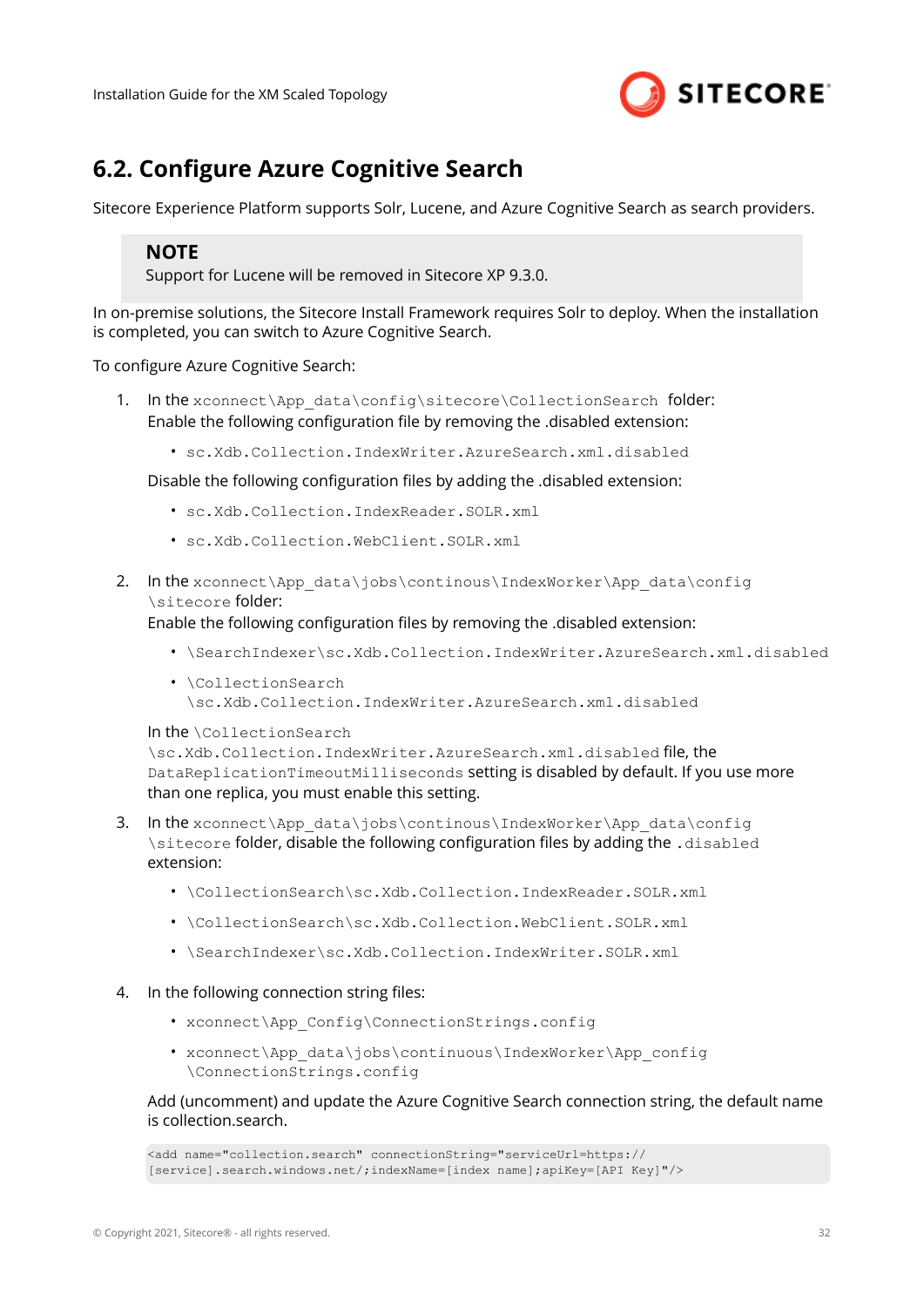## 6.2. Configure Azure Cognitive Search

Sitecore Experience Platform supports Solr, Lucene, and Azure Cognitive Search as search providers.

> **NOTE**
> Support for Lucene will be removed in Sitecore XP 9.3.0.

In on-premise solutions, the Sitecore Install Framework requires Solr to deploy. When the installation is completed, you can switch to Azure Cognitive Search.

To configure Azure Cognitive Search:

1. In the `xconnect\App_data\config\sitecore\CollectionSearch` folder:
   Enable the following configuration file by removing the .disabled extension:

   - `sc.Xdb.Collection.IndexWriter.AzureSearch.xml.disabled`

   Disable the following configuration files by adding the .disabled extension:

   - `sc.Xdb.Collection.IndexReader.SOLR.xml`
   - `sc.Xdb.Collection.WebClient.SOLR.xml`

2. In the `xconnect\App_data\jobs\continous\IndexWorker\App_data\config\sitecore` folder:
   Enable the following configuration files by removing the .disabled extension:

   - `\SearchIndexer\sc.Xdb.Collection.IndexWriter.AzureSearch.xml.disabled`
   - `\CollectionSearch\sc.Xdb.Collection.IndexWriter.AzureSearch.xml.disabled`

   In the `\CollectionSearch\sc.Xdb.Collection.IndexWriter.AzureSearch.xml.disabled` file, the `DataReplicationTimeoutMilliseconds` setting is disabled by default. If you use more than one replica, you must enable this setting.

3. In the `xconnect\App_data\jobs\continous\IndexWorker\App_data\config\sitecore` folder, disable the following configuration files by adding the `.disabled` extension:

   - `\CollectionSearch\sc.Xdb.Collection.IndexReader.SOLR.xml`
   - `\CollectionSearch\sc.Xdb.Collection.WebClient.SOLR.xml`
   - `\SearchIndexer\sc.Xdb.Collection.IndexWriter.SOLR.xml`

4. In the following connection string files:

   - `xconnect\App_Config\ConnectionStrings.config`
   - `xconnect\App_data\jobs\continuous\IndexWorker\App_config\ConnectionStrings.config`

   Add (uncomment) and update the Azure Cognitive Search connection string, the default name is collection.search.

   ```
   <add name="collection.search" connectionString="serviceUrl=https://[service].search.windows.net/;indexName=[index name];apiKey=[API Key]"/>
   ```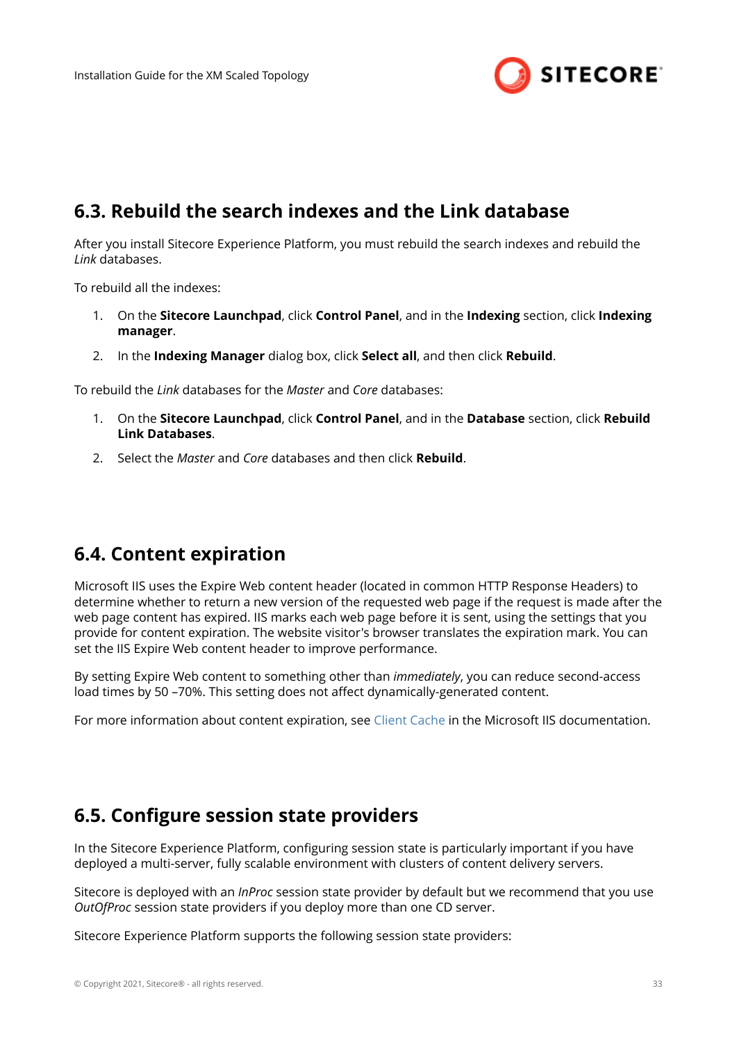## 6.3. Rebuild the search indexes and the Link database

After you install Sitecore Experience Platform, you must rebuild the search indexes and rebuild the *Link* databases.

To rebuild all the indexes:

1. On the **Sitecore Launchpad**, click **Control Panel**, and in the **Indexing** section, click **Indexing manager**.
2. In the **Indexing Manager** dialog box, click **Select all**, and then click **Rebuild**.

To rebuild the *Link* databases for the *Master* and *Core* databases:

1. On the **Sitecore Launchpad**, click **Control Panel**, and in the **Database** section, click **Rebuild Link Databases**.
2. Select the *Master* and *Core* databases and then click **Rebuild**.

## 6.4. Content expiration

Microsoft IIS uses the Expire Web content header (located in common HTTP Response Headers) to determine whether to return a new version of the requested web page if the request is made after the web page content has expired. IIS marks each web page before it is sent, using the settings that you provide for content expiration. The website visitor's browser translates the expiration mark. You can set the IIS Expire Web content header to improve performance.

By setting Expire Web content to something other than *immediately*, you can reduce second-access load times by 50 –70%. This setting does not affect dynamically-generated content.

For more information about content expiration, see Client Cache in the Microsoft IIS documentation.

## 6.5. Configure session state providers

In the Sitecore Experience Platform, configuring session state is particularly important if you have deployed a multi-server, fully scalable environment with clusters of content delivery servers.

Sitecore is deployed with an *InProc* session state provider by default but we recommend that you use *OutOfProc* session state providers if you deploy more than one CD server.

Sitecore Experience Platform supports the following session state providers: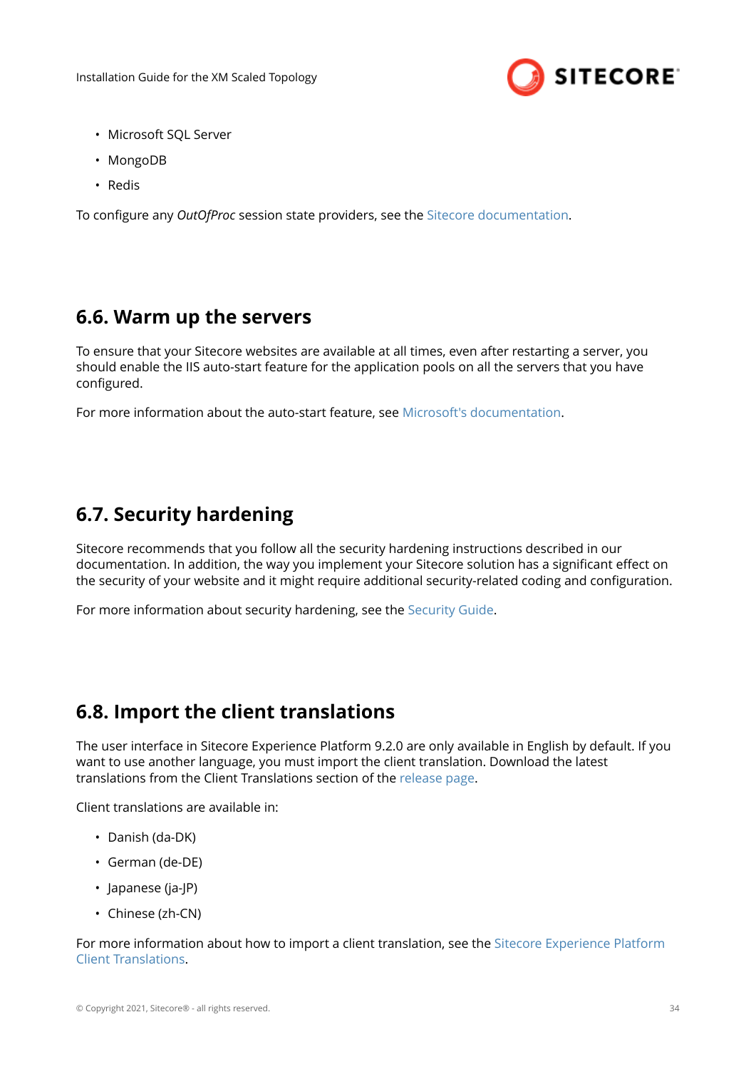- Microsoft SQL Server
- MongoDB
- Redis

To configure any *OutOfProc* session state providers, see the Sitecore documentation.

## 6.6. Warm up the servers

To ensure that your Sitecore websites are available at all times, even after restarting a server, you should enable the IIS auto-start feature for the application pools on all the servers that you have configured.

For more information about the auto-start feature, see Microsoft's documentation.

## 6.7. Security hardening

Sitecore recommends that you follow all the security hardening instructions described in our documentation. In addition, the way you implement your Sitecore solution has a significant effect on the security of your website and it might require additional security-related coding and configuration.

For more information about security hardening, see the Security Guide.

## 6.8. Import the client translations

The user interface in Sitecore Experience Platform 9.2.0 are only available in English by default. If you want to use another language, you must import the client translation. Download the latest translations from the Client Translations section of the release page.

Client translations are available in:

- Danish (da-DK)
- German (de-DE)
- Japanese (ja-JP)
- Chinese (zh-CN)

For more information about how to import a client translation, see the Sitecore Experience Platform Client Translations.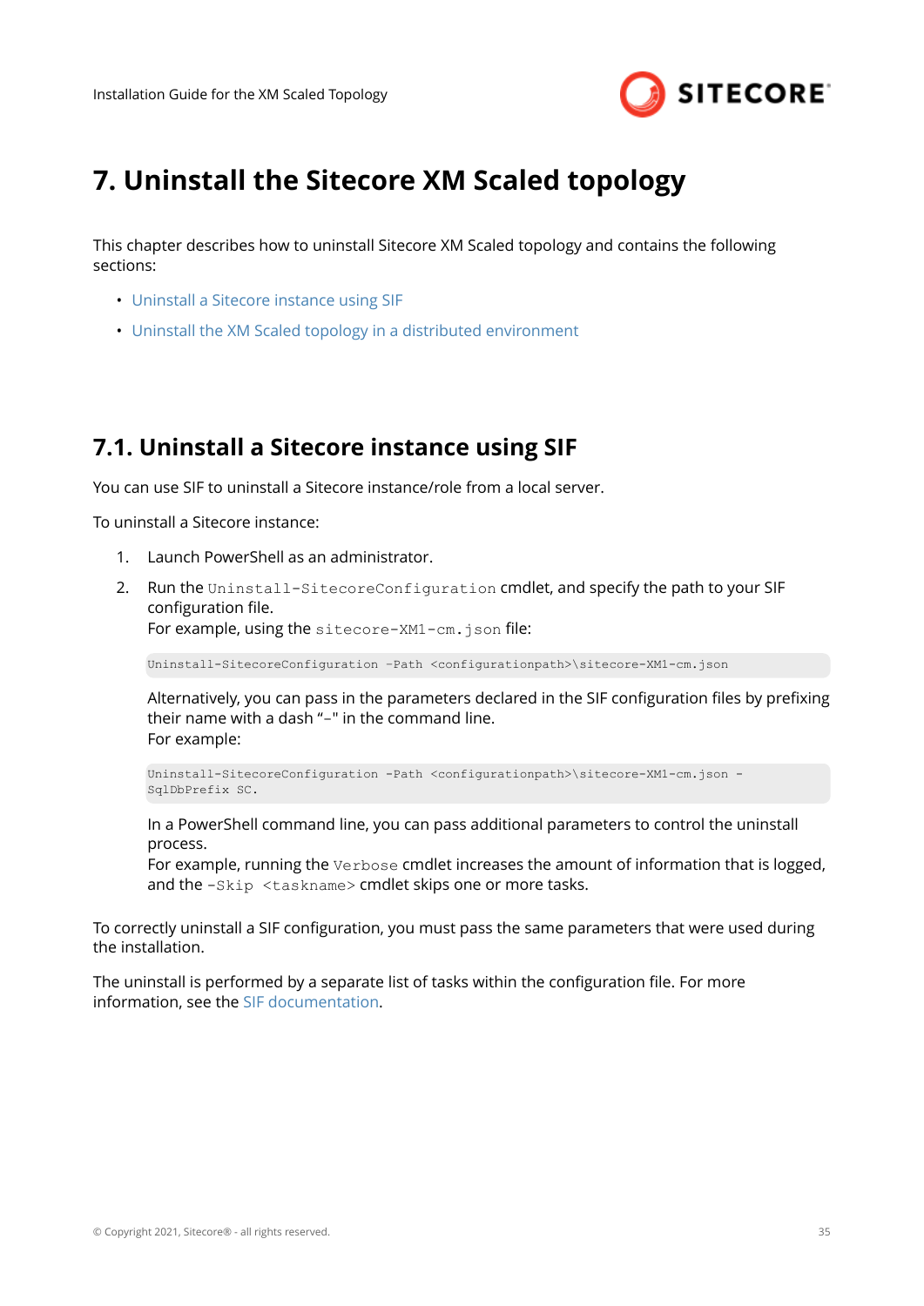# 7. Uninstall the Sitecore XM Scaled topology

This chapter describes how to uninstall Sitecore XM Scaled topology and contains the following sections:

- Uninstall a Sitecore instance using SIF
- Uninstall the XM Scaled topology in a distributed environment

## 7.1. Uninstall a Sitecore instance using SIF

You can use SIF to uninstall a Sitecore instance/role from a local server.

To uninstall a Sitecore instance:

1. Launch PowerShell as an administrator.
2. Run the `Uninstall-SitecoreConfiguration` cmdlet, and specify the path to your SIF configuration file.
   For example, using the `sitecore-XM1-cm.json` file:

   ```
   Uninstall-SitecoreConfiguration –Path <configurationpath>\sitecore-XM1-cm.json
   ```

   Alternatively, you can pass in the parameters declared in the SIF configuration files by prefixing their name with a dash "–" in the command line.
   For example:

   ```
   Uninstall-SitecoreConfiguration -Path <configurationpath>\sitecore-XM1-cm.json -
   SqlDbPrefix SC.
   ```

   In a PowerShell command line, you can pass additional parameters to control the uninstall process.
   For example, running the `Verbose` cmdlet increases the amount of information that is logged, and the `-Skip <taskname>` cmdlet skips one or more tasks.

To correctly uninstall a SIF configuration, you must pass the same parameters that were used during the installation.

The uninstall is performed by a separate list of tasks within the configuration file. For more information, see the SIF documentation.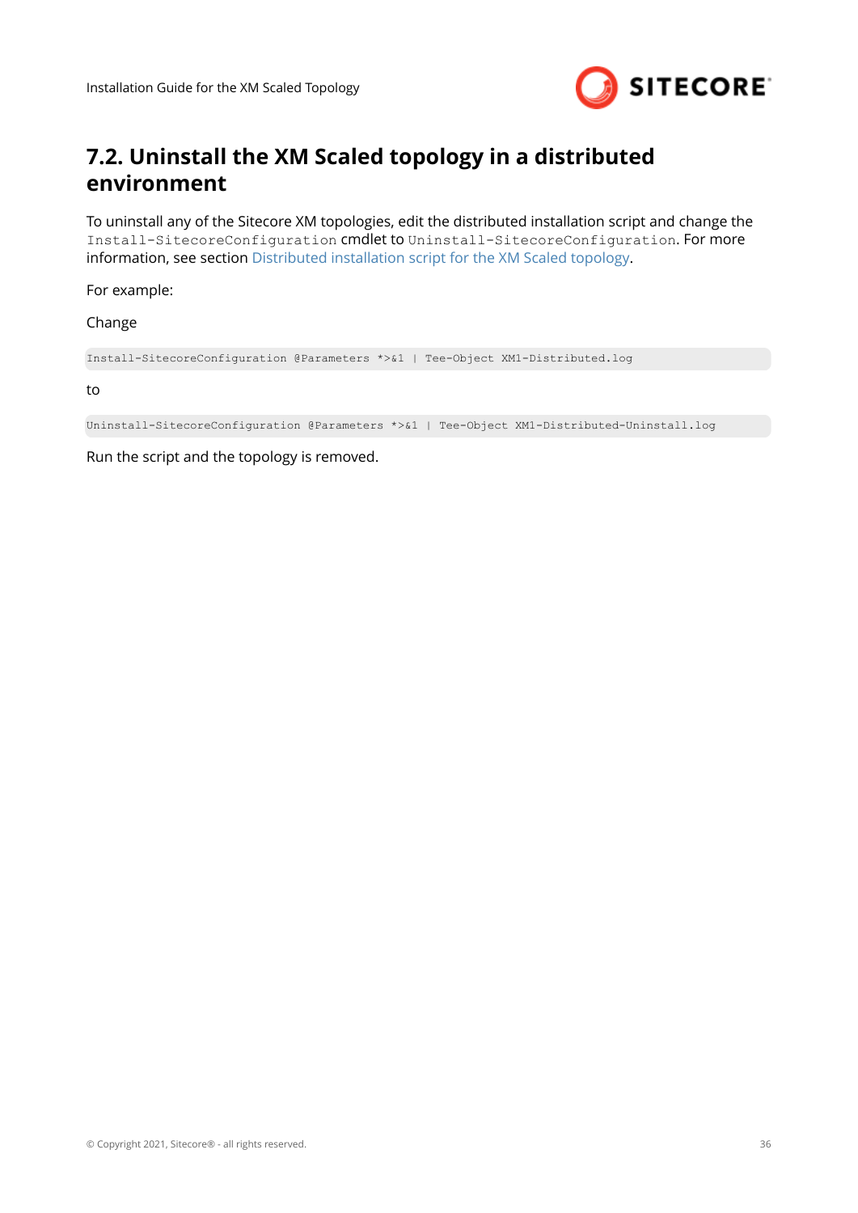## 7.2. Uninstall the XM Scaled topology in a distributed environment

To uninstall any of the Sitecore XM topologies, edit the distributed installation script and change the `Install-SitecoreConfiguration` cmdlet to `Uninstall-SitecoreConfiguration`. For more information, see section Distributed installation script for the XM Scaled topology.

For example:

Change

```
Install-SitecoreConfiguration @Parameters *>&1 | Tee-Object XM1-Distributed.log
```

to

```
Uninstall-SitecoreConfiguration @Parameters *>&1 | Tee-Object XM1-Distributed-Uninstall.log
```

Run the script and the topology is removed.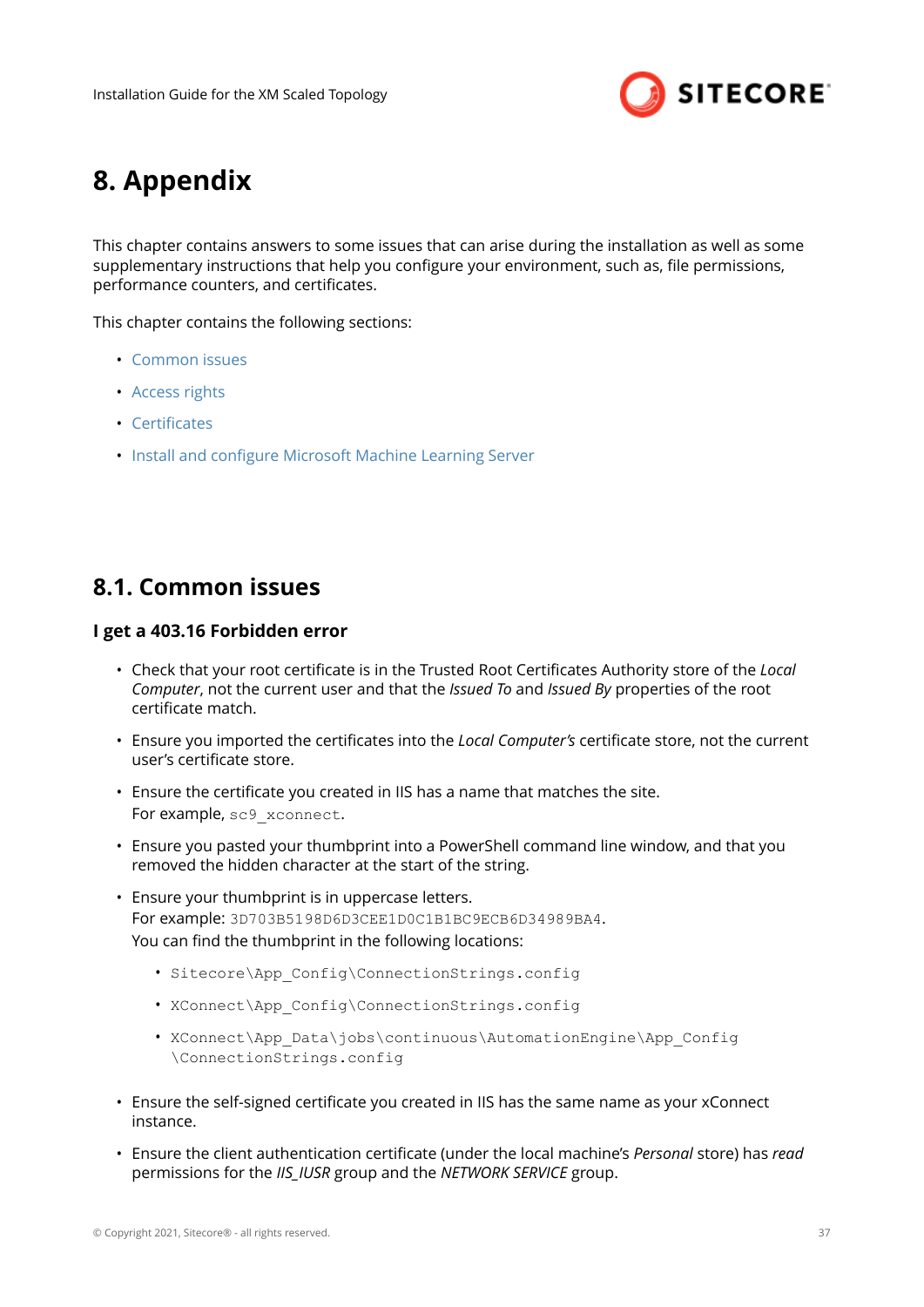# 8. Appendix

This chapter contains answers to some issues that can arise during the installation as well as some supplementary instructions that help you configure your environment, such as, file permissions, performance counters, and certificates.

This chapter contains the following sections:

- Common issues
- Access rights
- Certificates
- Install and configure Microsoft Machine Learning Server

## 8.1. Common issues

### I get a 403.16 Forbidden error

- Check that your root certificate is in the Trusted Root Certificates Authority store of the *Local Computer*, not the current user and that the *Issued To* and *Issued By* properties of the root certificate match.
- Ensure you imported the certificates into the *Local Computer's* certificate store, not the current user's certificate store.
- Ensure the certificate you created in IIS has a name that matches the site.
  For example, `sc9_xconnect`.
- Ensure you pasted your thumbprint into a PowerShell command line window, and that you removed the hidden character at the start of the string.
- Ensure your thumbprint is in uppercase letters.
  For example: `3D703B5198D6D3CEE1D0C1B1BC9ECB6D34989BA4`.
  You can find the thumbprint in the following locations:
  - `Sitecore\App_Config\ConnectionStrings.config`
  - `XConnect\App_Config\ConnectionStrings.config`
  - `XConnect\App_Data\jobs\continuous\AutomationEngine\App_Config\ConnectionStrings.config`
- Ensure the self-signed certificate you created in IIS has the same name as your xConnect instance.
- Ensure the client authentication certificate (under the local machine's *Personal* store) has *read* permissions for the *IIS_IUSR* group and the *NETWORK SERVICE* group.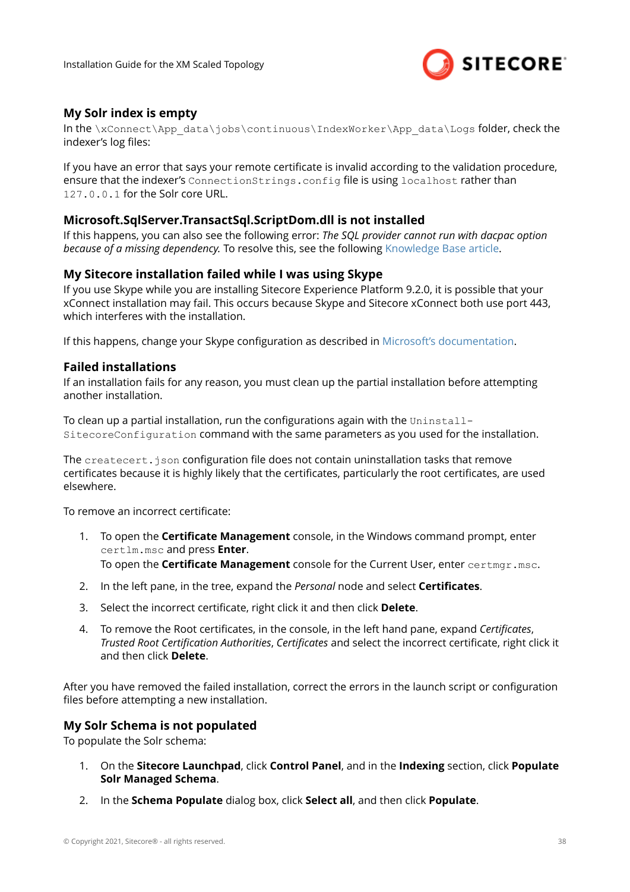### My Solr index is empty

In the `\xConnect\App_data\jobs\continuous\IndexWorker\App_data\Logs` folder, check the indexer's log files:

If you have an error that says your remote certificate is invalid according to the validation procedure, ensure that the indexer's `ConnectionStrings.config` file is using `localhost` rather than `127.0.0.1` for the Solr core URL.

### Microsoft.SqlServer.TransactSql.ScriptDom.dll is not installed

If this happens, you can also see the following error: *The SQL provider cannot run with dacpac option because of a missing dependency.* To resolve this, see the following Knowledge Base article.

### My Sitecore installation failed while I was using Skype

If you use Skype while you are installing Sitecore Experience Platform 9.2.0, it is possible that your xConnect installation may fail. This occurs because Skype and Sitecore xConnect both use port 443, which interferes with the installation.

If this happens, change your Skype configuration as described in Microsoft's documentation.

### Failed installations

If an installation fails for any reason, you must clean up the partial installation before attempting another installation.

To clean up a partial installation, run the configurations again with the `Uninstall-SitecoreConfiguration` command with the same parameters as you used for the installation.

The `createcert.json` configuration file does not contain uninstallation tasks that remove certificates because it is highly likely that the certificates, particularly the root certificates, are used elsewhere.

To remove an incorrect certificate:

1. To open the **Certificate Management** console, in the Windows command prompt, enter `certlm.msc` and press **Enter**.
   To open the **Certificate Management** console for the Current User, enter `certmgr.msc`.
2. In the left pane, in the tree, expand the *Personal* node and select **Certificates**.
3. Select the incorrect certificate, right click it and then click **Delete**.
4. To remove the Root certificates, in the console, in the left hand pane, expand *Certificates*, *Trusted Root Certification Authorities*, *Certificates* and select the incorrect certificate, right click it and then click **Delete**.

After you have removed the failed installation, correct the errors in the launch script or configuration files before attempting a new installation.

### My Solr Schema is not populated

To populate the Solr schema:

1. On the **Sitecore Launchpad**, click **Control Panel**, and in the **Indexing** section, click **Populate Solr Managed Schema**.
2. In the **Schema Populate** dialog box, click **Select all**, and then click **Populate**.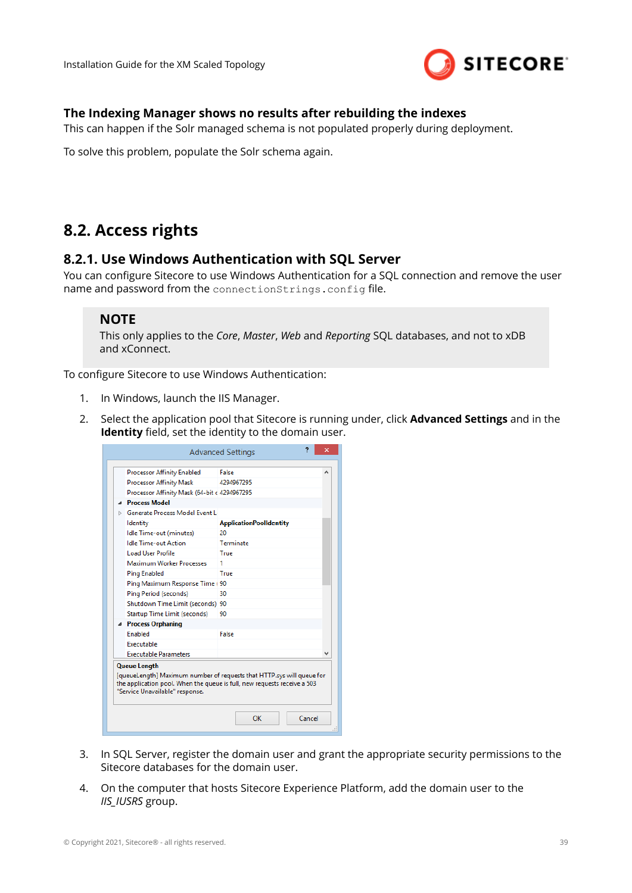### The Indexing Manager shows no results after rebuilding the indexes

This can happen if the Solr managed schema is not populated properly during deployment.

To solve this problem, populate the Solr schema again.

## 8.2. Access rights

### 8.2.1. Use Windows Authentication with SQL Server

You can configure Sitecore to use Windows Authentication for a SQL connection and remove the user name and password from the `connectionStrings.config` file.

> **NOTE**
>
> This only applies to the *Core*, *Master*, *Web* and *Reporting* SQL databases, and not to xDB and xConnect.

To configure Sitecore to use Windows Authentication:

1. In Windows, launch the IIS Manager.
2. Select the application pool that Sitecore is running under, click **Advanced Settings** and in the **Identity** field, set the identity to the domain user.
3. In SQL Server, register the domain user and grant the appropriate security permissions to the Sitecore databases for the domain user.
4. On the computer that hosts Sitecore Experience Platform, add the domain user to the *IIS_IUSRS* group.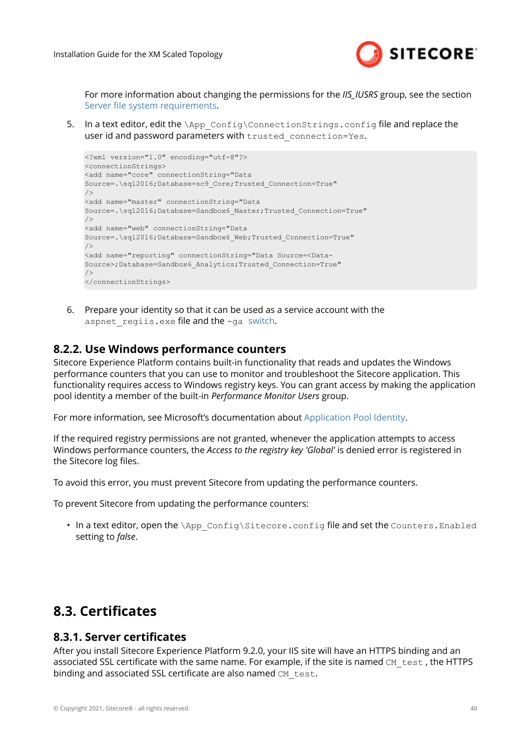For more information about changing the permissions for the *IIS_IUSRS* group, see the section Server file system requirements.

5. In a text editor, edit the `\App_Config\ConnectionStrings.config` file and replace the user id and password parameters with `trusted_connection=Yes`.

```
<?xml version="1.0" encoding="utf-8"?>
<connectionStrings>
<add name="core" connectionString="Data
Source=.\sql2016;Database=sc9_Core;Trusted_Connection=True"
/>
<add name="master" connectionString="Data
Source=.\sql2016;Database=Sandbox6_Master;Trusted_Connection=True"
/>
<add name="web" connectionString="Data
Source=.\sql2016;Database=Sandbox6_Web;Trusted_Connection=True"
/>
<add name="reporting" connectionString="Data Source=<Data-
Source>;Database=Sandbox6_Analytics;Trusted_Connection=True"
/>
</connectionStrings>
```

6. Prepare your identity so that it can be used as a service account with the `aspnet_regiis.exe` file and the `-ga` switch.

### 8.2.2. Use Windows performance counters

Sitecore Experience Platform contains built-in functionality that reads and updates the Windows performance counters that you can use to monitor and troubleshoot the Sitecore application. This functionality requires access to Windows registry keys. You can grant access by making the application pool identity a member of the built-in *Performance Monitor Users* group.

For more information, see Microsoft's documentation about Application Pool Identity.

If the required registry permissions are not granted, whenever the application attempts to access Windows performance counters, the *Access to the registry key 'Global'* is denied error is registered in the Sitecore log files.

To avoid this error, you must prevent Sitecore from updating the performance counters.

To prevent Sitecore from updating the performance counters:

- In a text editor, open the `\App_Config\Sitecore.config` file and set the `Counters.Enabled` setting to *false*.

## 8.3. Certificates

### 8.3.1. Server certificates

After you install Sitecore Experience Platform 9.2.0, your IIS site will have an HTTPS binding and an associated SSL certificate with the same name. For example, if the site is named `CM_test`, the HTTPS binding and associated SSL certificate are also named `CM_test`.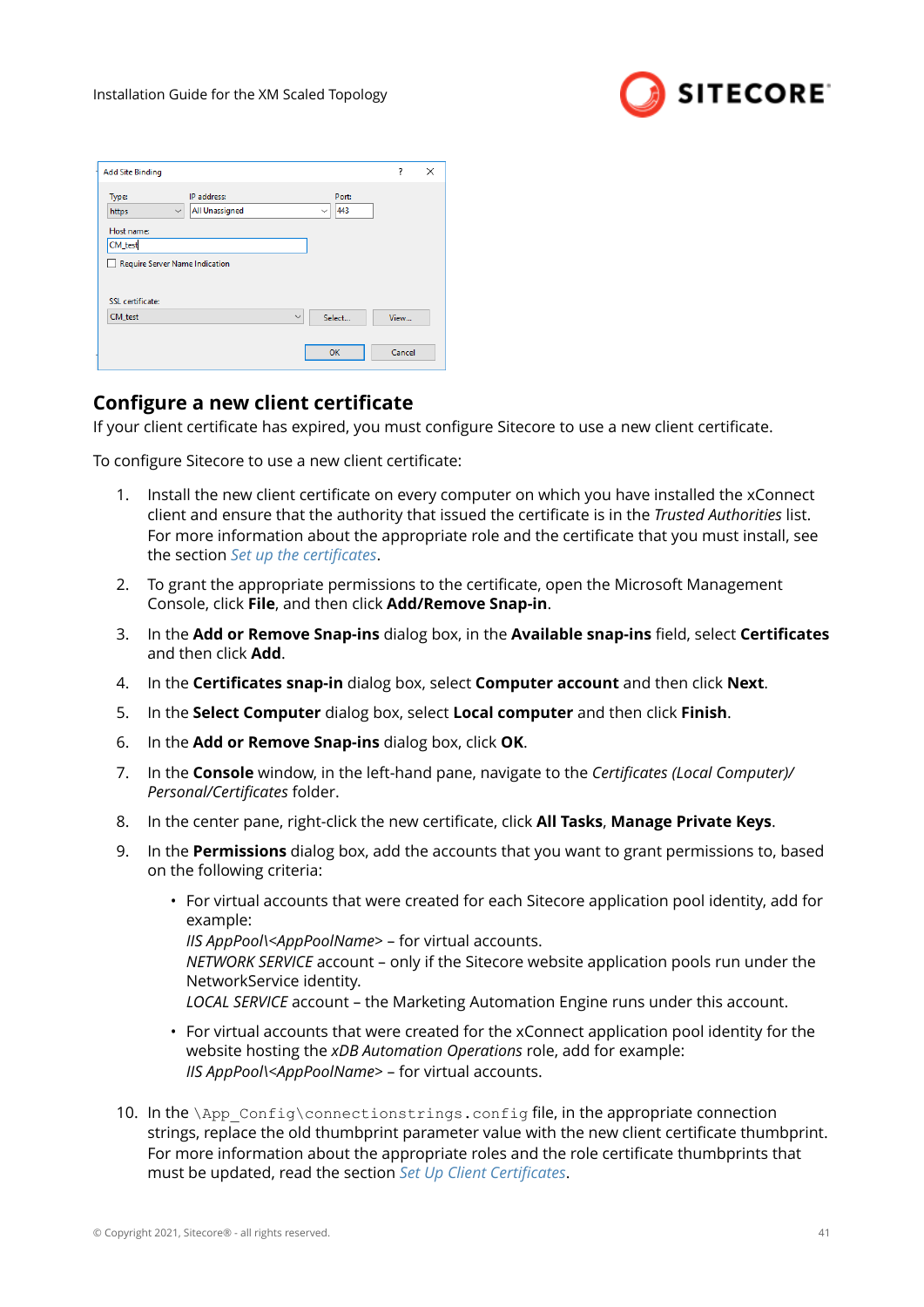## Configure a new client certificate

If your client certificate has expired, you must configure Sitecore to use a new client certificate.

To configure Sitecore to use a new client certificate:

1. Install the new client certificate on every computer on which you have installed the xConnect client and ensure that the authority that issued the certificate is in the *Trusted Authorities* list. For more information about the appropriate role and the certificate that you must install, see the section *Set up the certificates*.
2. To grant the appropriate permissions to the certificate, open the Microsoft Management Console, click **File**, and then click **Add/Remove Snap-in**.
3. In the **Add or Remove Snap-ins** dialog box, in the **Available snap-ins** field, select **Certificates** and then click **Add**.
4. In the **Certificates snap-in** dialog box, select **Computer account** and then click **Next**.
5. In the **Select Computer** dialog box, select **Local computer** and then click **Finish**.
6. In the **Add or Remove Snap-ins** dialog box, click **OK**.
7. In the **Console** window, in the left-hand pane, navigate to the *Certificates (Local Computer)/ Personal/Certificates* folder.
8. In the center pane, right-click the new certificate, click **All Tasks**, **Manage Private Keys**.
9. In the **Permissions** dialog box, add the accounts that you want to grant permissions to, based on the following criteria:
   - For virtual accounts that were created for each Sitecore application pool identity, add for example:
     *IIS AppPool\<AppPoolName>* – for virtual accounts.
     *NETWORK SERVICE* account – only if the Sitecore website application pools run under the NetworkService identity.
     *LOCAL SERVICE* account – the Marketing Automation Engine runs under this account.
   - For virtual accounts that were created for the xConnect application pool identity for the website hosting the *xDB Automation Operations* role, add for example:
     *IIS AppPool\<AppPoolName>* – for virtual accounts.
10. In the `\App_Config\connectionstrings.config` file, in the appropriate connection strings, replace the old thumbprint parameter value with the new client certificate thumbprint. For more information about the appropriate roles and the role certificate thumbprints that must be updated, read the section *Set Up Client Certificates*.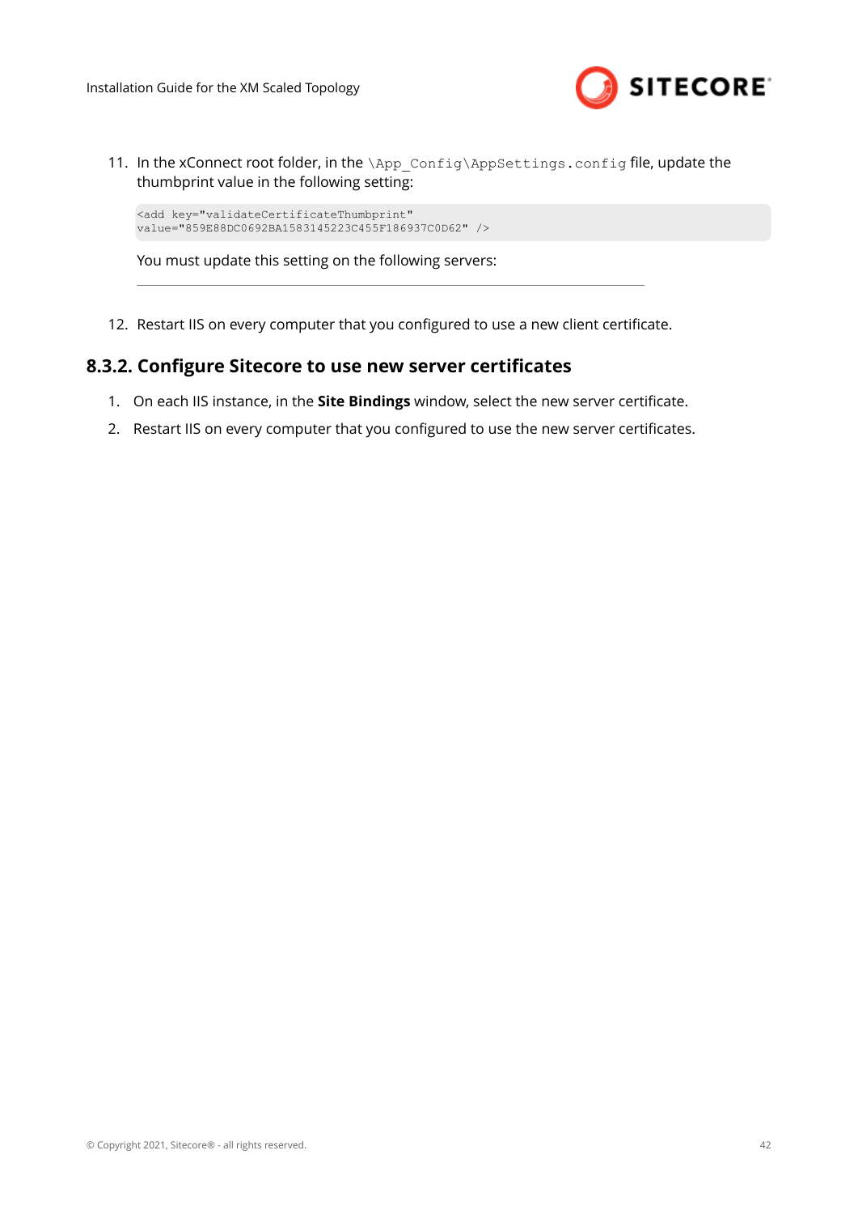11. In the xConnect root folder, in the `\App_Config\AppSettings.config` file, update the thumbprint value in the following setting:

```
<add key="validateCertificateThumbprint"
value="859E88DC0692BA1583145223C455F186937C0D62" />
```

You must update this setting on the following servers:

12. Restart IIS on every computer that you configured to use a new client certificate.

### 8.3.2. Configure Sitecore to use new server certificates

1. On each IIS instance, in the **Site Bindings** window, select the new server certificate.
2. Restart IIS on every computer that you configured to use the new server certificates.